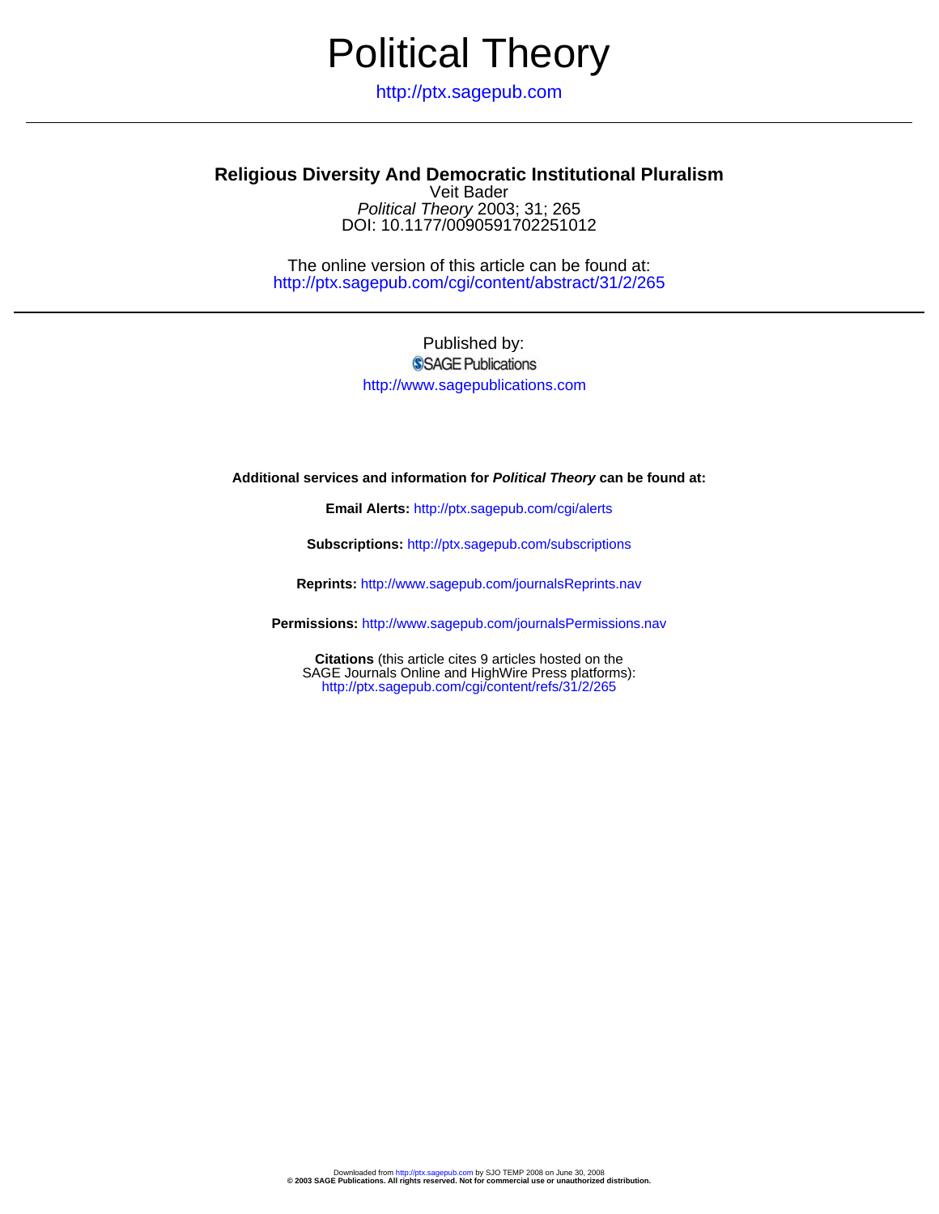# Political Theory

http://ptx.sagepub.com

## Religious Diversity And Democratic Institutional Pluralism

Veit Bader

*Political Theory* 2003; 31; 265

DOI: 10.1177/0090591702251012

The online version of this article can be found at:
http://ptx.sagepub.com/cgi/content/abstract/31/2/265

Published by:

SAGE Publications

http://www.sagepublications.com

**Additional services and information for *Political Theory* can be found at:**

**Email Alerts:** http://ptx.sagepub.com/cgi/alerts

**Subscriptions:** http://ptx.sagepub.com/subscriptions

**Reprints:** http://www.sagepub.com/journalsReprints.nav

**Permissions:** http://www.sagepub.com/journalsPermissions.nav

**Citations** (this article cites 9 articles hosted on the SAGE Journals Online and HighWire Press platforms):
http://ptx.sagepub.com/cgi/content/refs/31/2/265

Downloaded from http://ptx.sagepub.com by SJO TEMP 2008 on June 30, 2008
**© 2003 SAGE Publications. All rights reserved. Not for commercial use or unauthorized distribution.**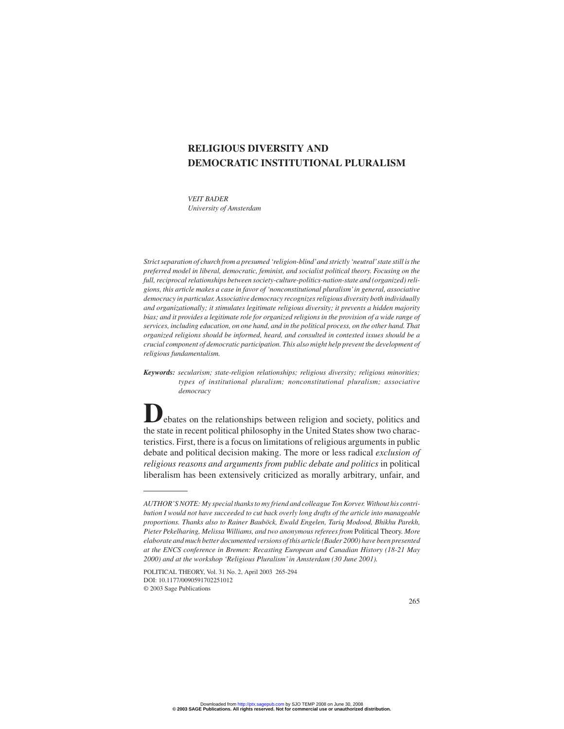# RELIGIOUS DIVERSITY AND DEMOCRATIC INSTITUTIONAL PLURALISM

*VEIT BADER*
*University of Amsterdam*

*Strict separation of church from a presumed 'religion-blind' and strictly 'neutral' state still is the preferred model in liberal, democratic, feminist, and socialist political theory. Focusing on the full, reciprocal relationships between society-culture-politics-nation-state and (organized) religions, this article makes a case in favor of 'nonconstitutional pluralism' in general, associative democracy in particular. Associative democracy recognizes religious diversity both individually and organizationally; it stimulates legitimate religious diversity; it prevents a hidden majority bias; and it provides a legitimate role for organized religions in the provision of a wide range of services, including education, on one hand, and in the political process, on the other hand. That organized religions should be informed, heard, and consulted in contested issues should be a crucial component of democratic participation. This also might help prevent the development of religious fundamentalism.*

***Keywords:*** *secularism; state-religion relationships; religious diversity; religious minorities; types of institutional pluralism; nonconstitutional pluralism; associative democracy*

Debates on the relationships between religion and society, politics and the state in recent political philosophy in the United States show two characteristics. First, there is a focus on limitations of religious arguments in public debate and political decision making. The more or less radical *exclusion of religious reasons and arguments from public debate and politics* in political liberalism has been extensively criticized as morally arbitrary, unfair, and

---

*AUTHOR'S NOTE: My special thanks to my friend and colleague Ton Korver. Without his contribution I would not have succeeded to cut back overly long drafts of the article into manageable proportions. Thanks also to Rainer Bauböck, Ewald Engelen, Tariq Modood, Bhikhu Parekh, Pieter Pekelharing, Melissa Williams, and two anonymous referees from* Political Theory. *More elaborate and much better documented versions of this article (Bader 2000) have been presented at the ENCS conference in Bremen: Recasting European and Canadian History (18-21 May 2000) and at the workshop 'Religious Pluralism' in Amsterdam (30 June 2001).*

POLITICAL THEORY, Vol. 31 No. 2, April 2003 265-294
DOI: 10.1177/0090591702251012
© 2003 Sage Publications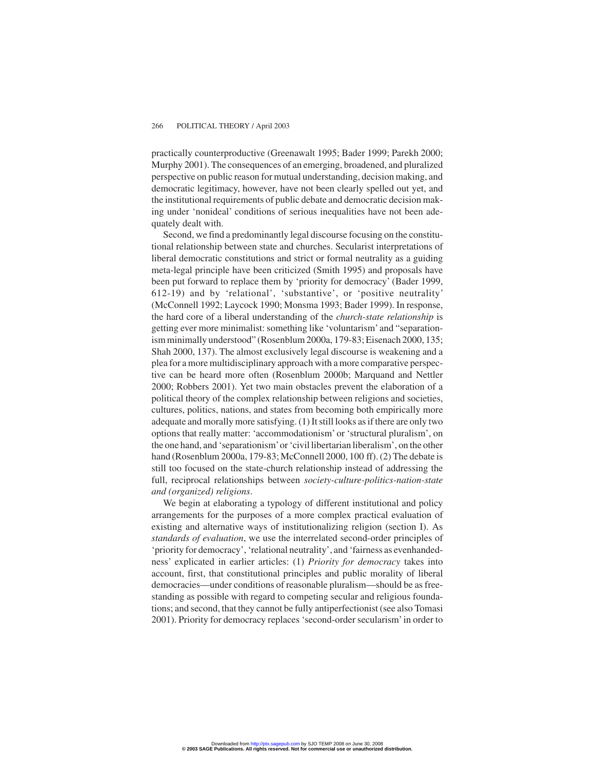practically counterproductive (Greenawalt 1995; Bader 1999; Parekh 2000; Murphy 2001). The consequences of an emerging, broadened, and pluralized perspective on public reason for mutual understanding, decision making, and democratic legitimacy, however, have not been clearly spelled out yet, and the institutional requirements of public debate and democratic decision making under 'nonideal' conditions of serious inequalities have not been adequately dealt with.

Second, we find a predominantly legal discourse focusing on the constitutional relationship between state and churches. Secularist interpretations of liberal democratic constitutions and strict or formal neutrality as a guiding meta-legal principle have been criticized (Smith 1995) and proposals have been put forward to replace them by 'priority for democracy' (Bader 1999, 612-19) and by 'relational', 'substantive', or 'positive neutrality' (McConnell 1992; Laycock 1990; Monsma 1993; Bader 1999). In response, the hard core of a liberal understanding of the *church-state relationship* is getting ever more minimalist: something like 'voluntarism' and "separationism minimally understood" (Rosenblum 2000a, 179-83; Eisenach 2000, 135; Shah 2000, 137). The almost exclusively legal discourse is weakening and a plea for a more multidisciplinary approach with a more comparative perspective can be heard more often (Rosenblum 2000b; Marquand and Nettler 2000; Robbers 2001). Yet two main obstacles prevent the elaboration of a political theory of the complex relationship between religions and societies, cultures, politics, nations, and states from becoming both empirically more adequate and morally more satisfying. (1) It still looks as if there are only two options that really matter: 'accommodationism' or 'structural pluralism', on the one hand, and 'separationism' or 'civil libertarian liberalism', on the other hand (Rosenblum 2000a, 179-83; McConnell 2000, 100 ff). (2) The debate is still too focused on the state-church relationship instead of addressing the full, reciprocal relationships between *society-culture-politics-nation-state and (organized) religions*.

We begin at elaborating a typology of different institutional and policy arrangements for the purposes of a more complex practical evaluation of existing and alternative ways of institutionalizing religion (section I). As *standards of evaluation*, we use the interrelated second-order principles of 'priority for democracy', 'relational neutrality', and 'fairness as evenhandedness' explicated in earlier articles: (1) *Priority for democracy* takes into account, first, that constitutional principles and public morality of liberal democracies—under conditions of reasonable pluralism—should be as freestanding as possible with regard to competing secular and religious foundations; and second, that they cannot be fully antiperfectionist (see also Tomasi 2001). Priority for democracy replaces 'second-order secularism' in order to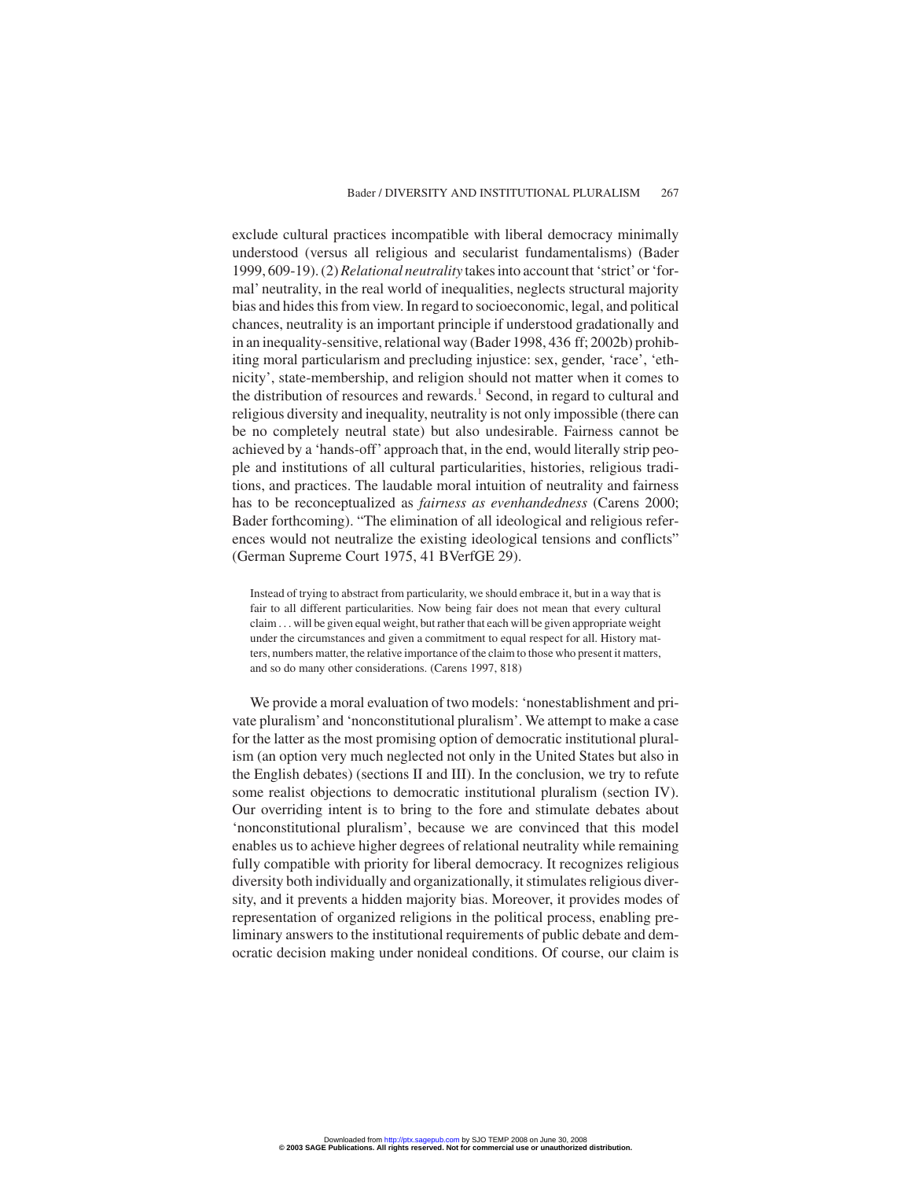exclude cultural practices incompatible with liberal democracy minimally understood (versus all religious and secularist fundamentalisms) (Bader 1999, 609-19). (2) *Relational neutrality* takes into account that 'strict' or 'formal' neutrality, in the real world of inequalities, neglects structural majority bias and hides this from view. In regard to socioeconomic, legal, and political chances, neutrality is an important principle if understood gradationally and in an inequality-sensitive, relational way (Bader 1998, 436 ff; 2002b) prohibiting moral particularism and precluding injustice: sex, gender, 'race', 'ethnicity', state-membership, and religion should not matter when it comes to the distribution of resources and rewards.[1] Second, in regard to cultural and religious diversity and inequality, neutrality is not only impossible (there can be no completely neutral state) but also undesirable. Fairness cannot be achieved by a 'hands-off' approach that, in the end, would literally strip people and institutions of all cultural particularities, histories, religious traditions, and practices. The laudable moral intuition of neutrality and fairness has to be reconceptualized as *fairness as evenhandedness* (Carens 2000; Bader forthcoming). "The elimination of all ideological and religious references would not neutralize the existing ideological tensions and conflicts" (German Supreme Court 1975, 41 BVerfGE 29).

> Instead of trying to abstract from particularity, we should embrace it, but in a way that is fair to all different particularities. Now being fair does not mean that every cultural claim . . . will be given equal weight, but rather that each will be given appropriate weight under the circumstances and given a commitment to equal respect for all. History matters, numbers matter, the relative importance of the claim to those who present it matters, and so do many other considerations. (Carens 1997, 818)

We provide a moral evaluation of two models: 'nonestablishment and private pluralism' and 'nonconstitutional pluralism'. We attempt to make a case for the latter as the most promising option of democratic institutional pluralism (an option very much neglected not only in the United States but also in the English debates) (sections II and III). In the conclusion, we try to refute some realist objections to democratic institutional pluralism (section IV). Our overriding intent is to bring to the fore and stimulate debates about 'nonconstitutional pluralism', because we are convinced that this model enables us to achieve higher degrees of relational neutrality while remaining fully compatible with priority for liberal democracy. It recognizes religious diversity both individually and organizationally, it stimulates religious diversity, and it prevents a hidden majority bias. Moreover, it provides modes of representation of organized religions in the political process, enabling preliminary answers to the institutional requirements of public debate and democratic decision making under nonideal conditions. Of course, our claim is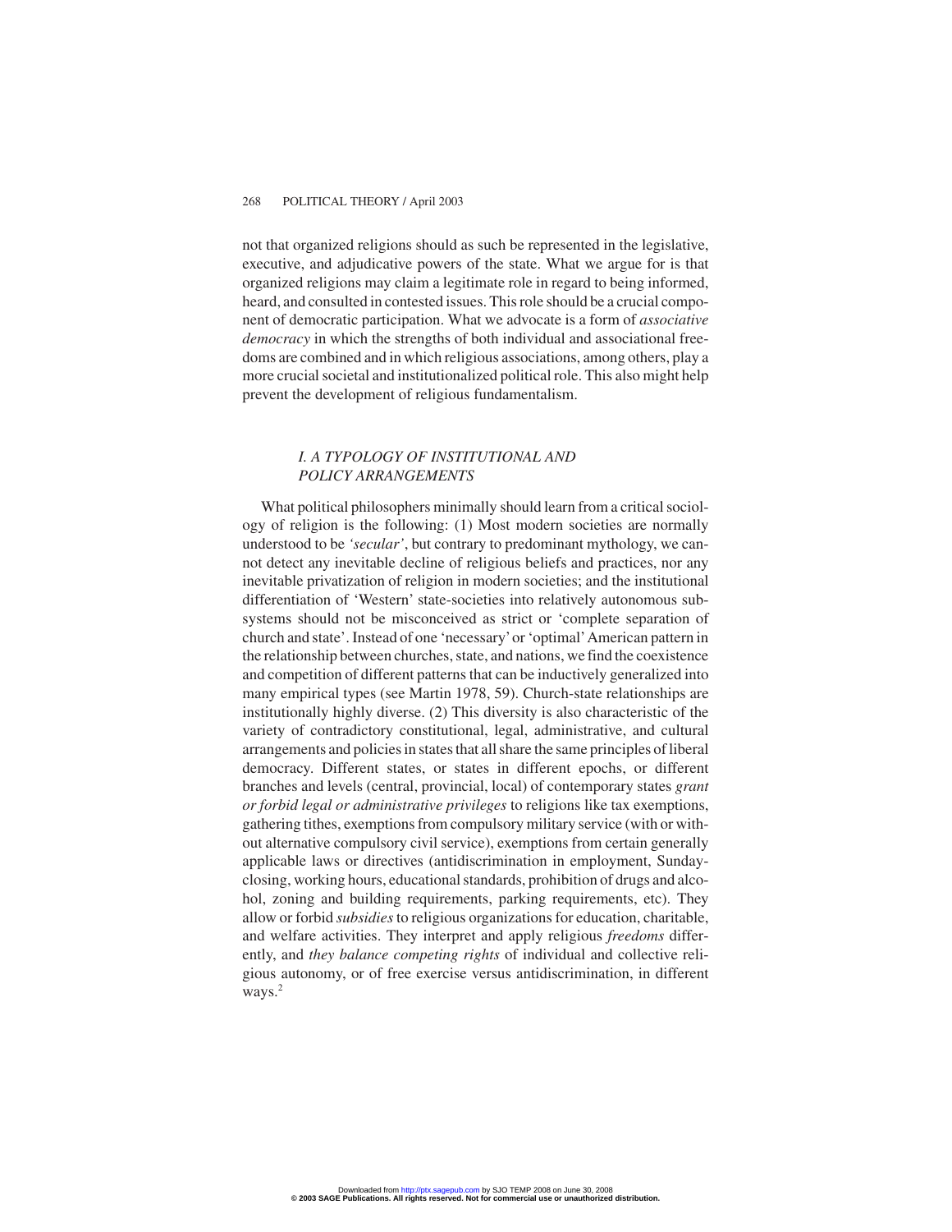not that organized religions should as such be represented in the legislative, executive, and adjudicative powers of the state. What we argue for is that organized religions may claim a legitimate role in regard to being informed, heard, and consulted in contested issues. This role should be a crucial component of democratic participation. What we advocate is a form of *associative democracy* in which the strengths of both individual and associational freedoms are combined and in which religious associations, among others, play a more crucial societal and institutionalized political role. This also might help prevent the development of religious fundamentalism.

## *I. A TYPOLOGY OF INSTITUTIONAL AND POLICY ARRANGEMENTS*

What political philosophers minimally should learn from a critical sociology of religion is the following: (1) Most modern societies are normally understood to be *'secular'*, but contrary to predominant mythology, we cannot detect any inevitable decline of religious beliefs and practices, nor any inevitable privatization of religion in modern societies; and the institutional differentiation of 'Western' state-societies into relatively autonomous subsystems should not be misconceived as strict or 'complete separation of church and state'. Instead of one 'necessary' or 'optimal' American pattern in the relationship between churches, state, and nations, we find the coexistence and competition of different patterns that can be inductively generalized into many empirical types (see Martin 1978, 59). Church-state relationships are institutionally highly diverse. (2) This diversity is also characteristic of the variety of contradictory constitutional, legal, administrative, and cultural arrangements and policies in states that all share the same principles of liberal democracy. Different states, or states in different epochs, or different branches and levels (central, provincial, local) of contemporary states *grant or forbid legal or administrative privileges* to religions like tax exemptions, gathering tithes, exemptions from compulsory military service (with or without alternative compulsory civil service), exemptions from certain generally applicable laws or directives (antidiscrimination in employment, Sunday-closing, working hours, educational standards, prohibition of drugs and alcohol, zoning and building requirements, parking requirements, etc). They allow or forbid *subsidies* to religious organizations for education, charitable, and welfare activities. They interpret and apply religious *freedoms* differently, and *they balance competing rights* of individual and collective religious autonomy, or of free exercise versus antidiscrimination, in different ways.[2]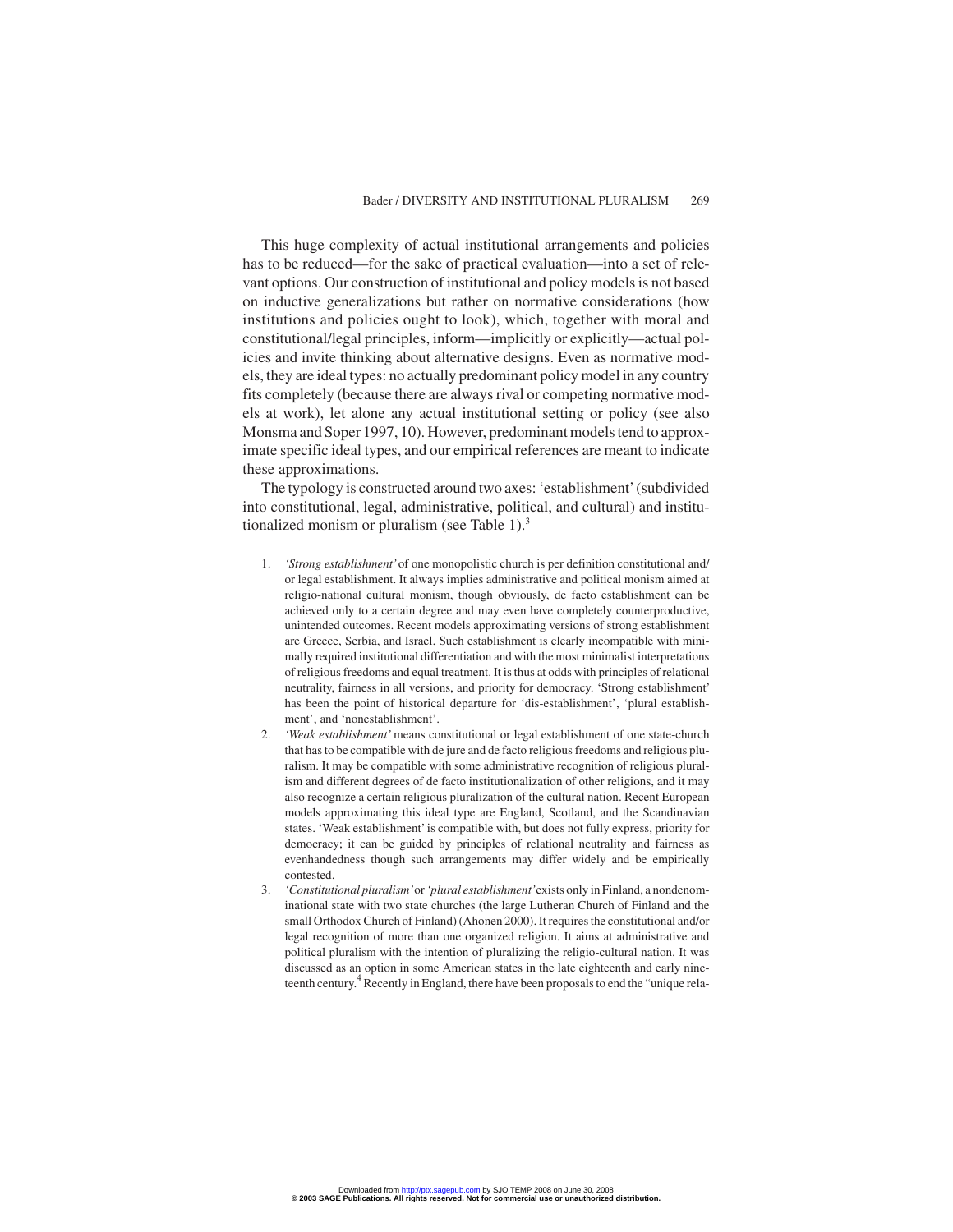This huge complexity of actual institutional arrangements and policies has to be reduced—for the sake of practical evaluation—into a set of relevant options. Our construction of institutional and policy models is not based on inductive generalizations but rather on normative considerations (how institutions and policies ought to look), which, together with moral and constitutional/legal principles, inform—implicitly or explicitly—actual policies and invite thinking about alternative designs. Even as normative models, they are ideal types: no actually predominant policy model in any country fits completely (because there are always rival or competing normative models at work), let alone any actual institutional setting or policy (see also Monsma and Soper 1997, 10). However, predominant models tend to approximate specific ideal types, and our empirical references are meant to indicate these approximations.

The typology is constructed around two axes: 'establishment' (subdivided into constitutional, legal, administrative, political, and cultural) and institutionalized monism or pluralism (see Table 1).[3]

1. *'Strong establishment'* of one monopolistic church is per definition constitutional and/or legal establishment. It always implies administrative and political monism aimed at religio-national cultural monism, though obviously, de facto establishment can be achieved only to a certain degree and may even have completely counterproductive, unintended outcomes. Recent models approximating versions of strong establishment are Greece, Serbia, and Israel. Such establishment is clearly incompatible with minimally required institutional differentiation and with the most minimalist interpretations of religious freedoms and equal treatment. It is thus at odds with principles of relational neutrality, fairness in all versions, and priority for democracy. 'Strong establishment' has been the point of historical departure for 'dis-establishment', 'plural establishment', and 'nonestablishment'.
2. *'Weak establishment'* means constitutional or legal establishment of one state-church that has to be compatible with de jure and de facto religious freedoms and religious pluralism. It may be compatible with some administrative recognition of religious pluralism and different degrees of de facto institutionalization of other religions, and it may also recognize a certain religious pluralization of the cultural nation. Recent European models approximating this ideal type are England, Scotland, and the Scandinavian states. 'Weak establishment' is compatible with, but does not fully express, priority for democracy; it can be guided by principles of relational neutrality and fairness as evenhandedness though such arrangements may differ widely and be empirically contested.
3. *'Constitutional pluralism'* or *'plural establishment'* exists only in Finland, a nondenominational state with two state churches (the large Lutheran Church of Finland and the small Orthodox Church of Finland) (Ahonen 2000). It requires the constitutional and/or legal recognition of more than one organized religion. It aims at administrative and political pluralism with the intention of pluralizing the religio-cultural nation. It was discussed as an option in some American states in the late eighteenth and early nineteenth century.[4] Recently in England, there have been proposals to end the "unique rela-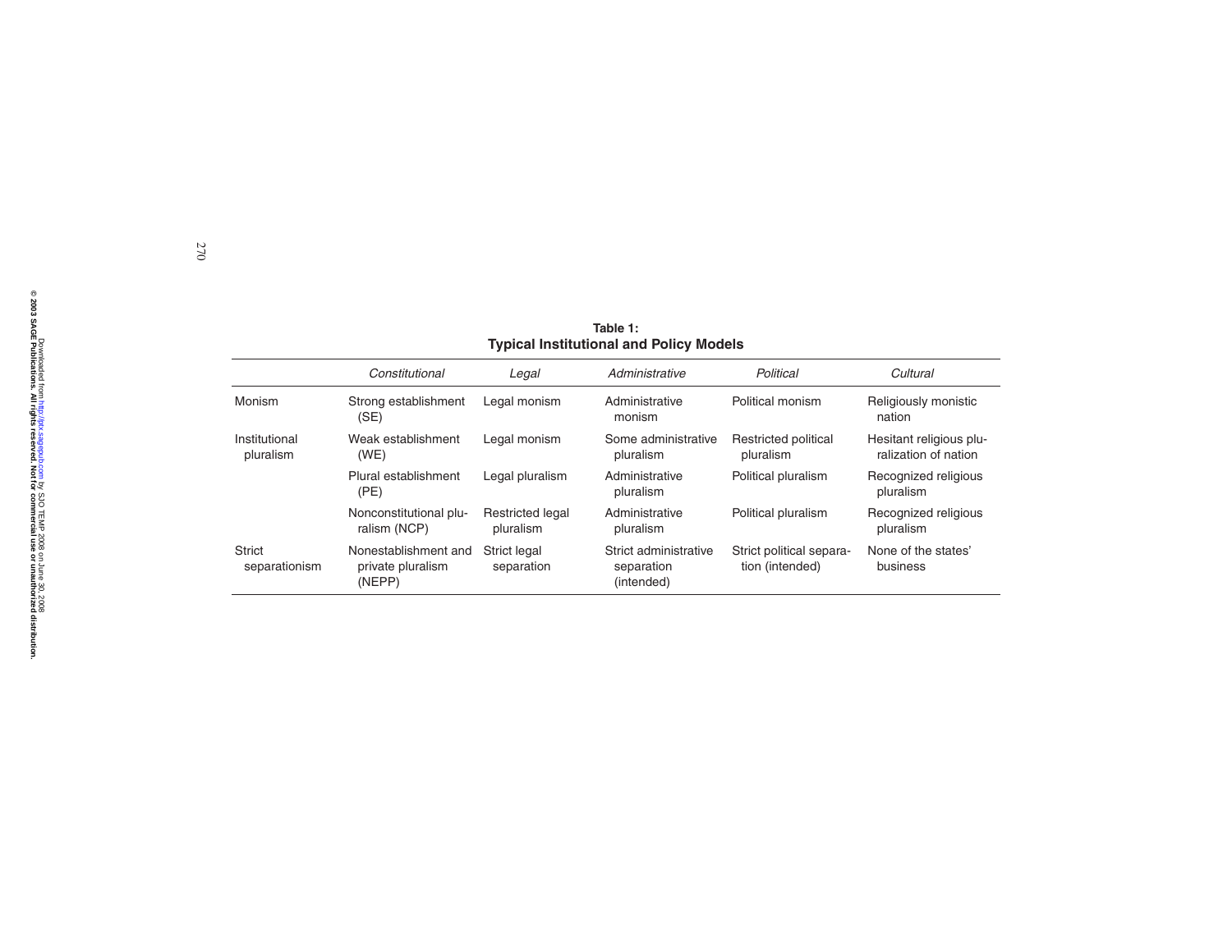**Table 1:**
**Typical Institutional and Policy Models**

| | *Constitutional* | *Legal* | *Administrative* | *Political* | *Cultural* |
|---|---|---|---|---|---|
| Monism | Strong establishment (SE) | Legal monism | Administrative monism | Political monism | Religiously monistic nation |
| Institutional pluralism | Weak establishment (WE) | Legal monism | Some administrative pluralism | Restricted political pluralism | Hesitant religious pluralization of nation |
| | Plural establishment (PE) | Legal pluralism | Administrative pluralism | Political pluralism | Recognized religious pluralism |
| | Nonconstitutional pluralism (NCP) | Restricted legal pluralism | Administrative pluralism | Political pluralism | Recognized religious pluralism |
| Strict separationism | Nonestablishment and private pluralism (NEPP) | Strict legal separation | Strict administrative separation (intended) | Strict political separation (intended) | None of the states' business |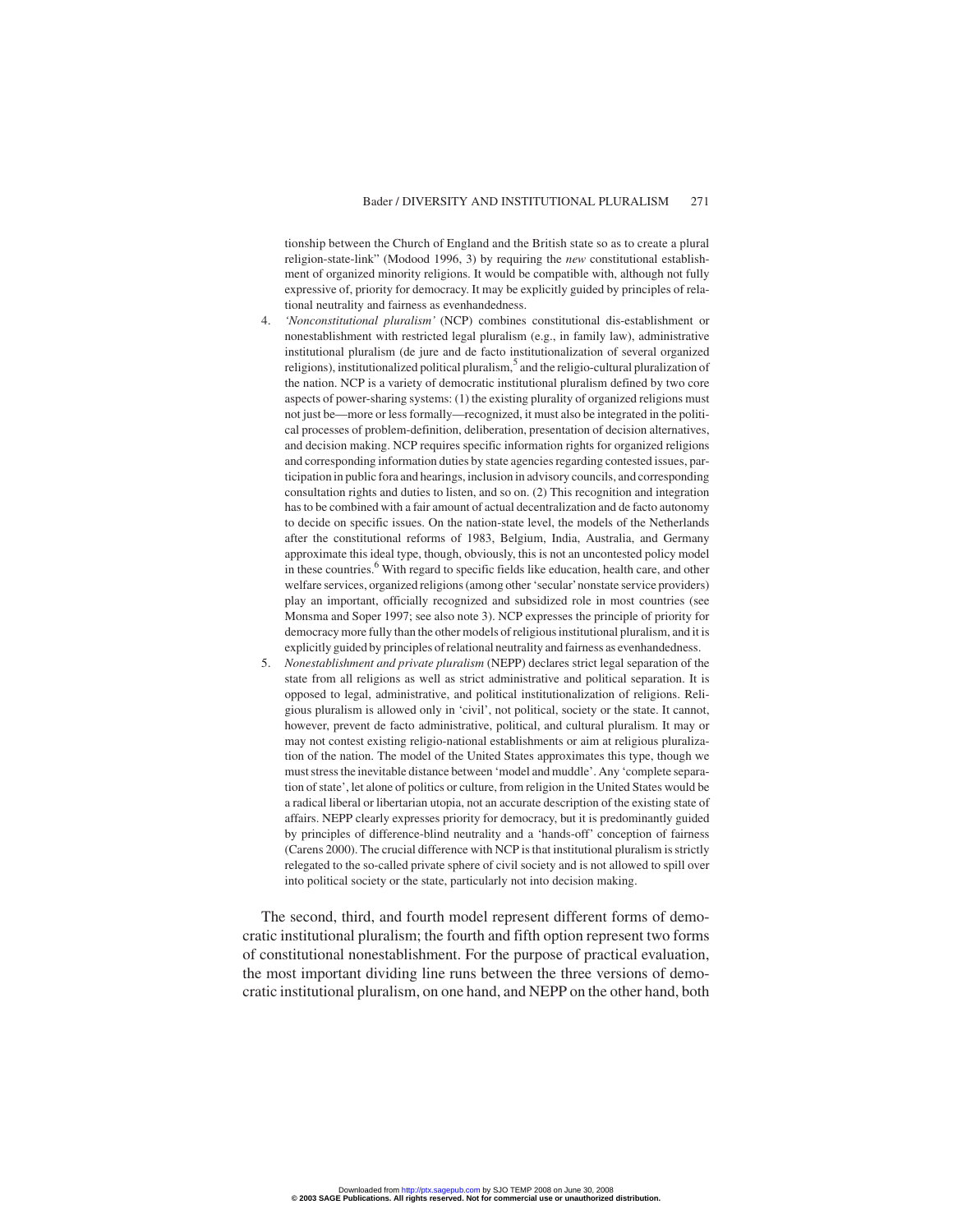tionship between the Church of England and the British state so as to create a plural religion-state-link" (Modood 1996, 3) by requiring the *new* constitutional establishment of organized minority religions. It would be compatible with, although not fully expressive of, priority for democracy. It may be explicitly guided by principles of relational neutrality and fairness as evenhandedness.

4. *'Nonconstitutional pluralism'* (NCP) combines constitutional dis-establishment or nonestablishment with restricted legal pluralism (e.g., in family law), administrative institutional pluralism (de jure and de facto institutionalization of several organized religions), institutionalized political pluralism,[5] and the religio-cultural pluralization of the nation. NCP is a variety of democratic institutional pluralism defined by two core aspects of power-sharing systems: (1) the existing plurality of organized religions must not just be—more or less formally—recognized, it must also be integrated in the political processes of problem-definition, deliberation, presentation of decision alternatives, and decision making. NCP requires specific information rights for organized religions and corresponding information duties by state agencies regarding contested issues, participation in public fora and hearings, inclusion in advisory councils, and corresponding consultation rights and duties to listen, and so on. (2) This recognition and integration has to be combined with a fair amount of actual decentralization and de facto autonomy to decide on specific issues. On the nation-state level, the models of the Netherlands after the constitutional reforms of 1983, Belgium, India, Australia, and Germany approximate this ideal type, though, obviously, this is not an uncontested policy model in these countries.[6] With regard to specific fields like education, health care, and other welfare services, organized religions (among other 'secular' nonstate service providers) play an important, officially recognized and subsidized role in most countries (see Monsma and Soper 1997; see also note 3). NCP expresses the principle of priority for democracy more fully than the other models of religious institutional pluralism, and it is explicitly guided by principles of relational neutrality and fairness as evenhandedness.

5. *Nonestablishment and private pluralism* (NEPP) declares strict legal separation of the state from all religions as well as strict administrative and political separation. It is opposed to legal, administrative, and political institutionalization of religions. Religious pluralism is allowed only in 'civil', not political, society or the state. It cannot, however, prevent de facto administrative, political, and cultural pluralism. It may or may not contest existing religio-national establishments or aim at religious pluralization of the nation. The model of the United States approximates this type, though we must stress the inevitable distance between 'model and muddle'. Any 'complete separation of state', let alone of politics or culture, from religion in the United States would be a radical liberal or libertarian utopia, not an accurate description of the existing state of affairs. NEPP clearly expresses priority for democracy, but it is predominantly guided by principles of difference-blind neutrality and a 'hands-off' conception of fairness (Carens 2000). The crucial difference with NCP is that institutional pluralism is strictly relegated to the so-called private sphere of civil society and is not allowed to spill over into political society or the state, particularly not into decision making.

The second, third, and fourth model represent different forms of democratic institutional pluralism; the fourth and fifth option represent two forms of constitutional nonestablishment. For the purpose of practical evaluation, the most important dividing line runs between the three versions of democratic institutional pluralism, on one hand, and NEPP on the other hand, both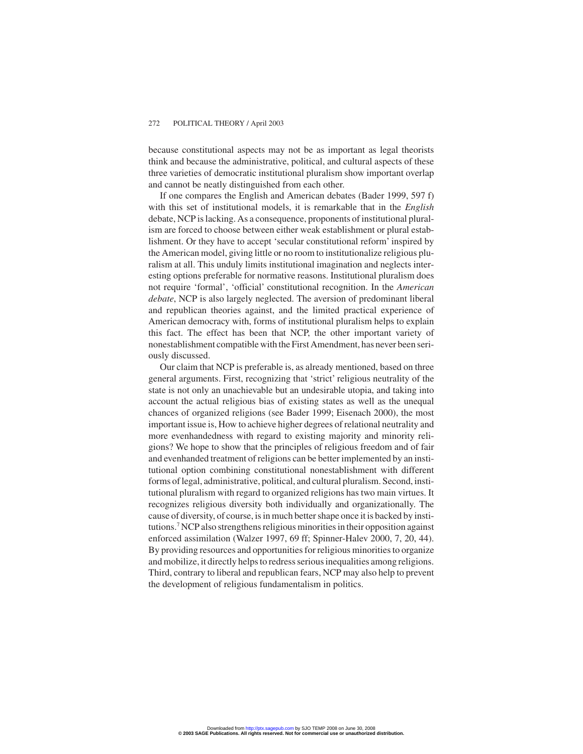because constitutional aspects may not be as important as legal theorists think and because the administrative, political, and cultural aspects of these three varieties of democratic institutional pluralism show important overlap and cannot be neatly distinguished from each other.

If one compares the English and American debates (Bader 1999, 597 f) with this set of institutional models, it is remarkable that in the *English* debate, NCP is lacking. As a consequence, proponents of institutional pluralism are forced to choose between either weak establishment or plural establishment. Or they have to accept 'secular constitutional reform' inspired by the American model, giving little or no room to institutionalize religious pluralism at all. This unduly limits institutional imagination and neglects interesting options preferable for normative reasons. Institutional pluralism does not require 'formal', 'official' constitutional recognition. In the *American debate*, NCP is also largely neglected. The aversion of predominant liberal and republican theories against, and the limited practical experience of American democracy with, forms of institutional pluralism helps to explain this fact. The effect has been that NCP, the other important variety of nonestablishment compatible with the First Amendment, has never been seriously discussed.

Our claim that NCP is preferable is, as already mentioned, based on three general arguments. First, recognizing that 'strict' religious neutrality of the state is not only an unachievable but an undesirable utopia, and taking into account the actual religious bias of existing states as well as the unequal chances of organized religions (see Bader 1999; Eisenach 2000), the most important issue is, How to achieve higher degrees of relational neutrality and more evenhandedness with regard to existing majority and minority religions? We hope to show that the principles of religious freedom and of fair and evenhanded treatment of religions can be better implemented by an institutional option combining constitutional nonestablishment with different forms of legal, administrative, political, and cultural pluralism. Second, institutional pluralism with regard to organized religions has two main virtues. It recognizes religious diversity both individually and organizationally. The cause of diversity, of course, is in much better shape once it is backed by institutions.[7] NCP also strengthens religious minorities in their opposition against enforced assimilation (Walzer 1997, 69 ff; Spinner-Halev 2000, 7, 20, 44). By providing resources and opportunities for religious minorities to organize and mobilize, it directly helps to redress serious inequalities among religions. Third, contrary to liberal and republican fears, NCP may also help to prevent the development of religious fundamentalism in politics.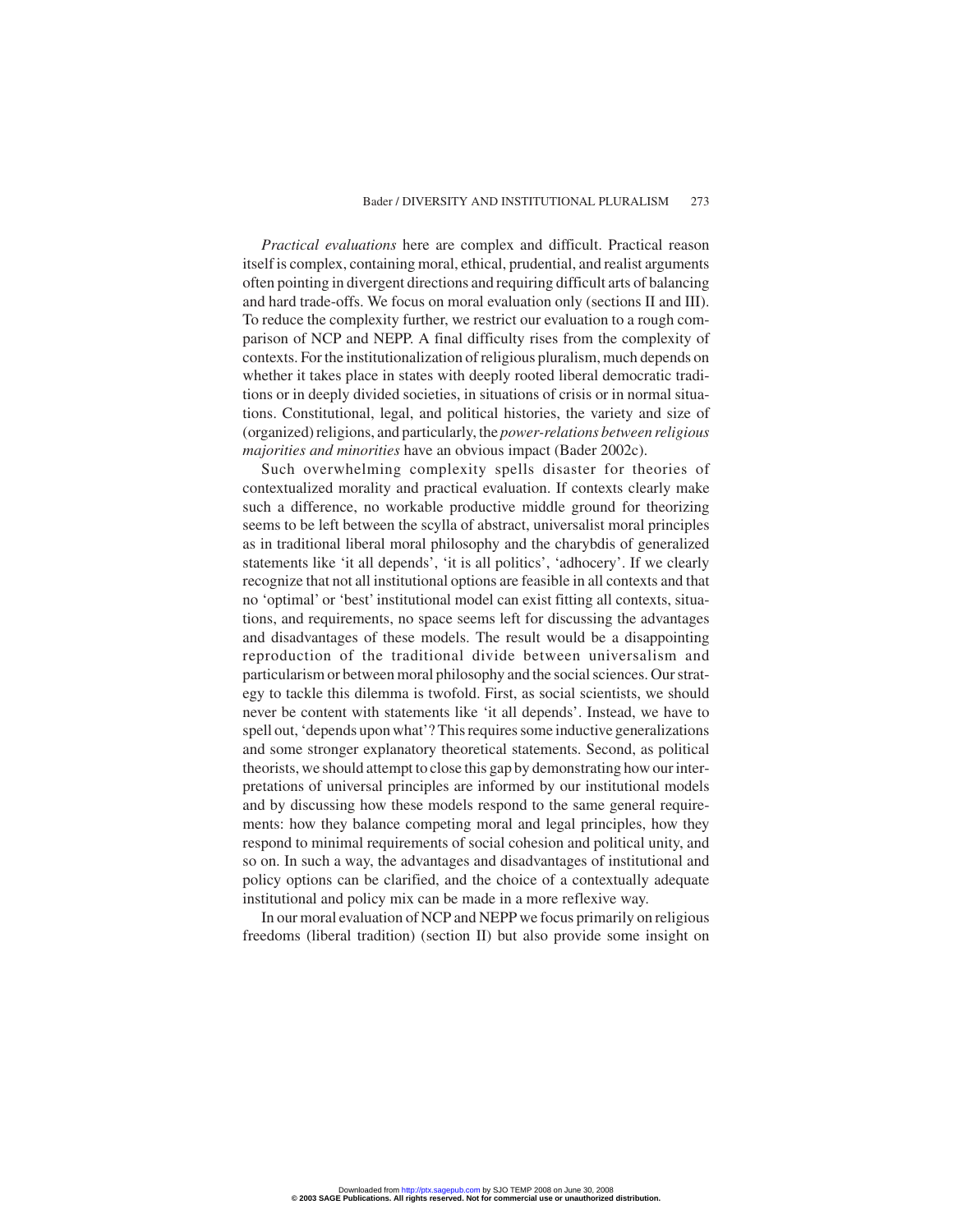*Practical evaluations* here are complex and difficult. Practical reason itself is complex, containing moral, ethical, prudential, and realist arguments often pointing in divergent directions and requiring difficult arts of balancing and hard trade-offs. We focus on moral evaluation only (sections II and III). To reduce the complexity further, we restrict our evaluation to a rough comparison of NCP and NEPP. A final difficulty rises from the complexity of contexts. For the institutionalization of religious pluralism, much depends on whether it takes place in states with deeply rooted liberal democratic traditions or in deeply divided societies, in situations of crisis or in normal situations. Constitutional, legal, and political histories, the variety and size of (organized) religions, and particularly, the *power-relations between religious majorities and minorities* have an obvious impact (Bader 2002c).

Such overwhelming complexity spells disaster for theories of contextualized morality and practical evaluation. If contexts clearly make such a difference, no workable productive middle ground for theorizing seems to be left between the scylla of abstract, universalist moral principles as in traditional liberal moral philosophy and the charybdis of generalized statements like 'it all depends', 'it is all politics', 'adhocery'. If we clearly recognize that not all institutional options are feasible in all contexts and that no 'optimal' or 'best' institutional model can exist fitting all contexts, situations, and requirements, no space seems left for discussing the advantages and disadvantages of these models. The result would be a disappointing reproduction of the traditional divide between universalism and particularism or between moral philosophy and the social sciences. Our strategy to tackle this dilemma is twofold. First, as social scientists, we should never be content with statements like 'it all depends'. Instead, we have to spell out, 'depends upon what'? This requires some inductive generalizations and some stronger explanatory theoretical statements. Second, as political theorists, we should attempt to close this gap by demonstrating how our interpretations of universal principles are informed by our institutional models and by discussing how these models respond to the same general requirements: how they balance competing moral and legal principles, how they respond to minimal requirements of social cohesion and political unity, and so on. In such a way, the advantages and disadvantages of institutional and policy options can be clarified, and the choice of a contextually adequate institutional and policy mix can be made in a more reflexive way.

In our moral evaluation of NCP and NEPP we focus primarily on religious freedoms (liberal tradition) (section II) but also provide some insight on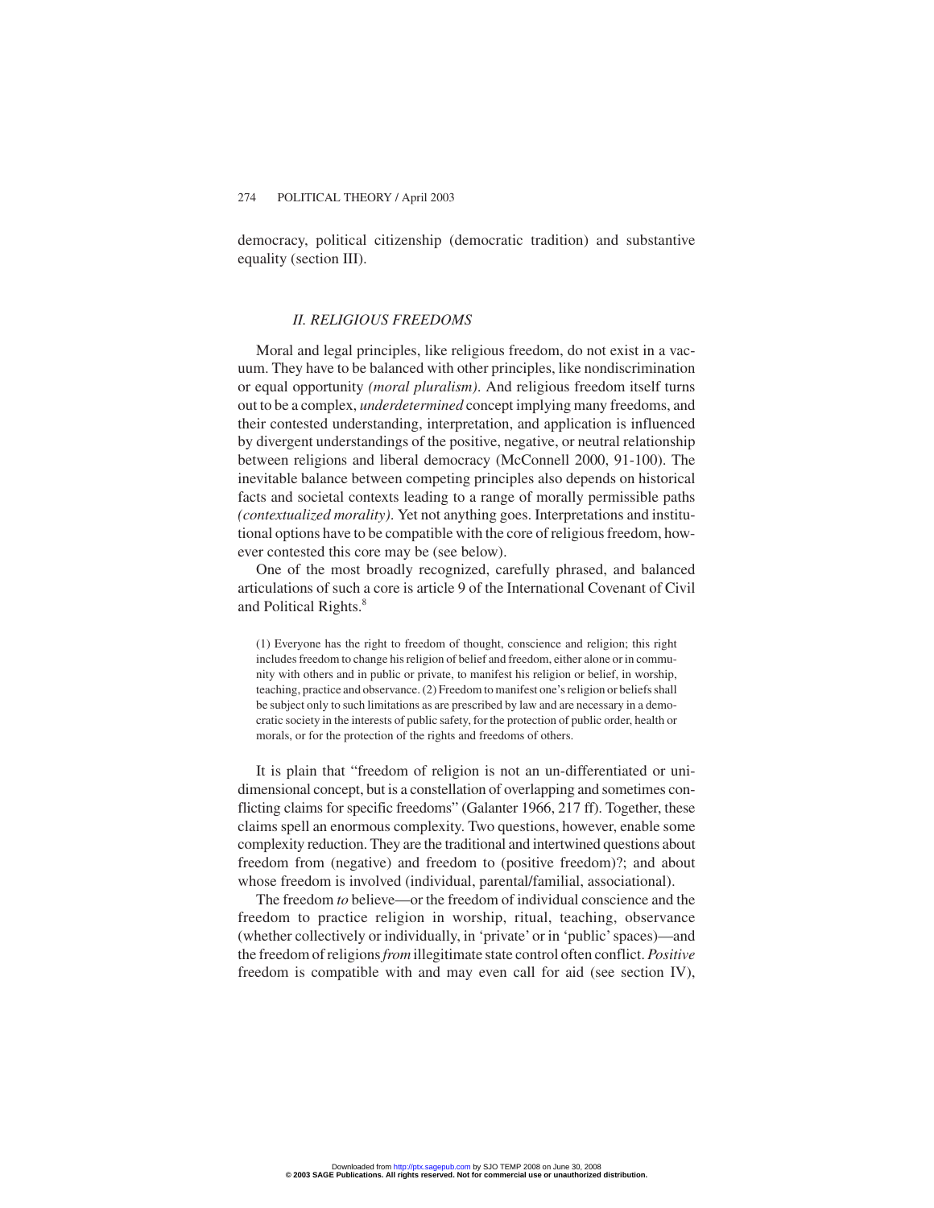democracy, political citizenship (democratic tradition) and substantive equality (section III).

## *II. RELIGIOUS FREEDOMS*

Moral and legal principles, like religious freedom, do not exist in a vacuum. They have to be balanced with other principles, like nondiscrimination or equal opportunity *(moral pluralism)*. And religious freedom itself turns out to be a complex, *underdetermined* concept implying many freedoms, and their contested understanding, interpretation, and application is influenced by divergent understandings of the positive, negative, or neutral relationship between religions and liberal democracy (McConnell 2000, 91-100). The inevitable balance between competing principles also depends on historical facts and societal contexts leading to a range of morally permissible paths *(contextualized morality)*. Yet not anything goes. Interpretations and institutional options have to be compatible with the core of religious freedom, however contested this core may be (see below).

One of the most broadly recognized, carefully phrased, and balanced articulations of such a core is article 9 of the International Covenant of Civil and Political Rights.[8]

> (1) Everyone has the right to freedom of thought, conscience and religion; this right includes freedom to change his religion of belief and freedom, either alone or in community with others and in public or private, to manifest his religion or belief, in worship, teaching, practice and observance. (2) Freedom to manifest one's religion or beliefs shall be subject only to such limitations as are prescribed by law and are necessary in a democratic society in the interests of public safety, for the protection of public order, health or morals, or for the protection of the rights and freedoms of others.

It is plain that "freedom of religion is not an un-differentiated or unidimensional concept, but is a constellation of overlapping and sometimes conflicting claims for specific freedoms" (Galanter 1966, 217 ff). Together, these claims spell an enormous complexity. Two questions, however, enable some complexity reduction. They are the traditional and intertwined questions about freedom from (negative) and freedom to (positive freedom)?; and about whose freedom is involved (individual, parental/familial, associational).

The freedom *to* believe—or the freedom of individual conscience and the freedom to practice religion in worship, ritual, teaching, observance (whether collectively or individually, in 'private' or in 'public' spaces)—and the freedom of religions *from* illegitimate state control often conflict. *Positive* freedom is compatible with and may even call for aid (see section IV),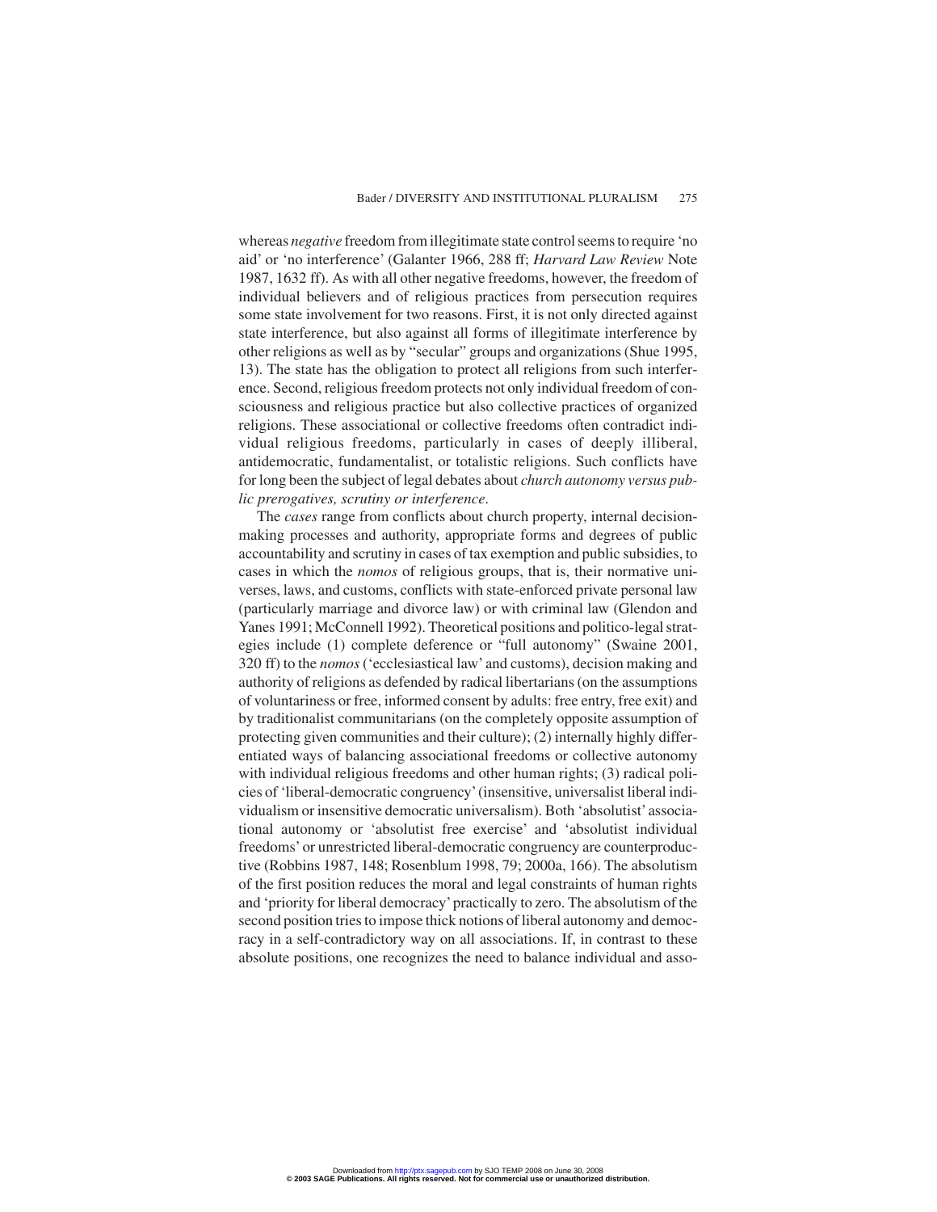whereas *negative* freedom from illegitimate state control seems to require 'no aid' or 'no interference' (Galanter 1966, 288 ff; *Harvard Law Review* Note 1987, 1632 ff). As with all other negative freedoms, however, the freedom of individual believers and of religious practices from persecution requires some state involvement for two reasons. First, it is not only directed against state interference, but also against all forms of illegitimate interference by other religions as well as by "secular" groups and organizations (Shue 1995, 13). The state has the obligation to protect all religions from such interference. Second, religious freedom protects not only individual freedom of consciousness and religious practice but also collective practices of organized religions. These associational or collective freedoms often contradict individual religious freedoms, particularly in cases of deeply illiberal, antidemocratic, fundamentalist, or totalistic religions. Such conflicts have for long been the subject of legal debates about *church autonomy versus public prerogatives, scrutiny or interference*.

The *cases* range from conflicts about church property, internal decision-making processes and authority, appropriate forms and degrees of public accountability and scrutiny in cases of tax exemption and public subsidies, to cases in which the *nomos* of religious groups, that is, their normative universes, laws, and customs, conflicts with state-enforced private personal law (particularly marriage and divorce law) or with criminal law (Glendon and Yanes 1991; McConnell 1992). Theoretical positions and politico-legal strategies include (1) complete deference or "full autonomy" (Swaine 2001, 320 ff) to the *nomos* ('ecclesiastical law' and customs), decision making and authority of religions as defended by radical libertarians (on the assumptions of voluntariness or free, informed consent by adults: free entry, free exit) and by traditionalist communitarians (on the completely opposite assumption of protecting given communities and their culture); (2) internally highly differentiated ways of balancing associational freedoms or collective autonomy with individual religious freedoms and other human rights; (3) radical policies of 'liberal-democratic congruency' (insensitive, universalist liberal individualism or insensitive democratic universalism). Both 'absolutist' associational autonomy or 'absolutist free exercise' and 'absolutist individual freedoms' or unrestricted liberal-democratic congruency are counterproductive (Robbins 1987, 148; Rosenblum 1998, 79; 2000a, 166). The absolutism of the first position reduces the moral and legal constraints of human rights and 'priority for liberal democracy' practically to zero. The absolutism of the second position tries to impose thick notions of liberal autonomy and democracy in a self-contradictory way on all associations. If, in contrast to these absolute positions, one recognizes the need to balance individual and asso-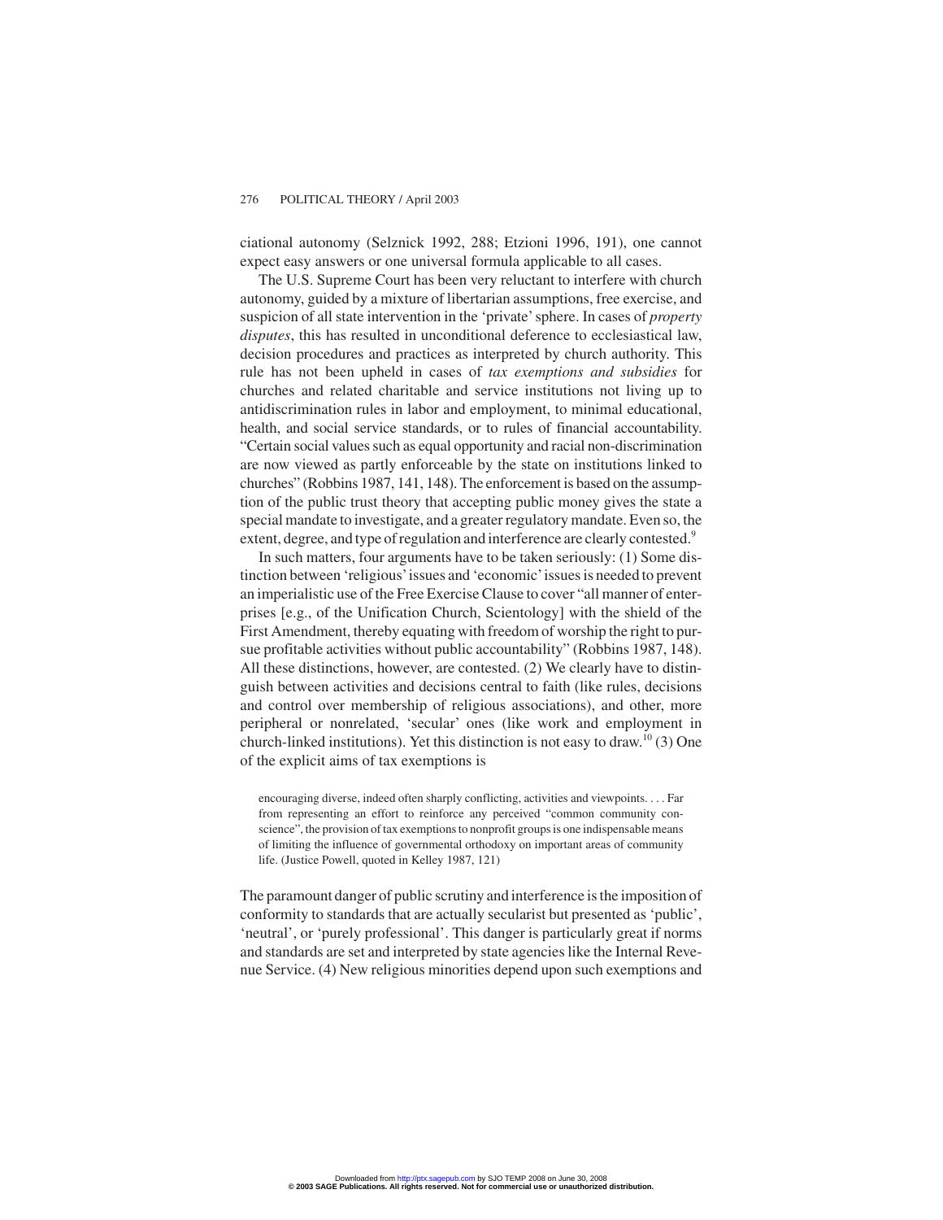ciational autonomy (Selznick 1992, 288; Etzioni 1996, 191), one cannot expect easy answers or one universal formula applicable to all cases.

The U.S. Supreme Court has been very reluctant to interfere with church autonomy, guided by a mixture of libertarian assumptions, free exercise, and suspicion of all state intervention in the 'private' sphere. In cases of *property disputes*, this has resulted in unconditional deference to ecclesiastical law, decision procedures and practices as interpreted by church authority. This rule has not been upheld in cases of *tax exemptions and subsidies* for churches and related charitable and service institutions not living up to antidiscrimination rules in labor and employment, to minimal educational, health, and social service standards, or to rules of financial accountability. "Certain social values such as equal opportunity and racial non-discrimination are now viewed as partly enforceable by the state on institutions linked to churches" (Robbins 1987, 141, 148). The enforcement is based on the assumption of the public trust theory that accepting public money gives the state a special mandate to investigate, and a greater regulatory mandate. Even so, the extent, degree, and type of regulation and interference are clearly contested.[9]

In such matters, four arguments have to be taken seriously: (1) Some distinction between 'religious' issues and 'economic' issues is needed to prevent an imperialistic use of the Free Exercise Clause to cover "all manner of enterprises [e.g., of the Unification Church, Scientology] with the shield of the First Amendment, thereby equating with freedom of worship the right to pursue profitable activities without public accountability" (Robbins 1987, 148). All these distinctions, however, are contested. (2) We clearly have to distinguish between activities and decisions central to faith (like rules, decisions and control over membership of religious associations), and other, more peripheral or nonrelated, 'secular' ones (like work and employment in church-linked institutions). Yet this distinction is not easy to draw.[10] (3) One of the explicit aims of tax exemptions is

> encouraging diverse, indeed often sharply conflicting, activities and viewpoints. . . . Far from representing an effort to reinforce any perceived "common community conscience", the provision of tax exemptions to nonprofit groups is one indispensable means of limiting the influence of governmental orthodoxy on important areas of community life. (Justice Powell, quoted in Kelley 1987, 121)

The paramount danger of public scrutiny and interference is the imposition of conformity to standards that are actually secularist but presented as 'public', 'neutral', or 'purely professional'. This danger is particularly great if norms and standards are set and interpreted by state agencies like the Internal Revenue Service. (4) New religious minorities depend upon such exemptions and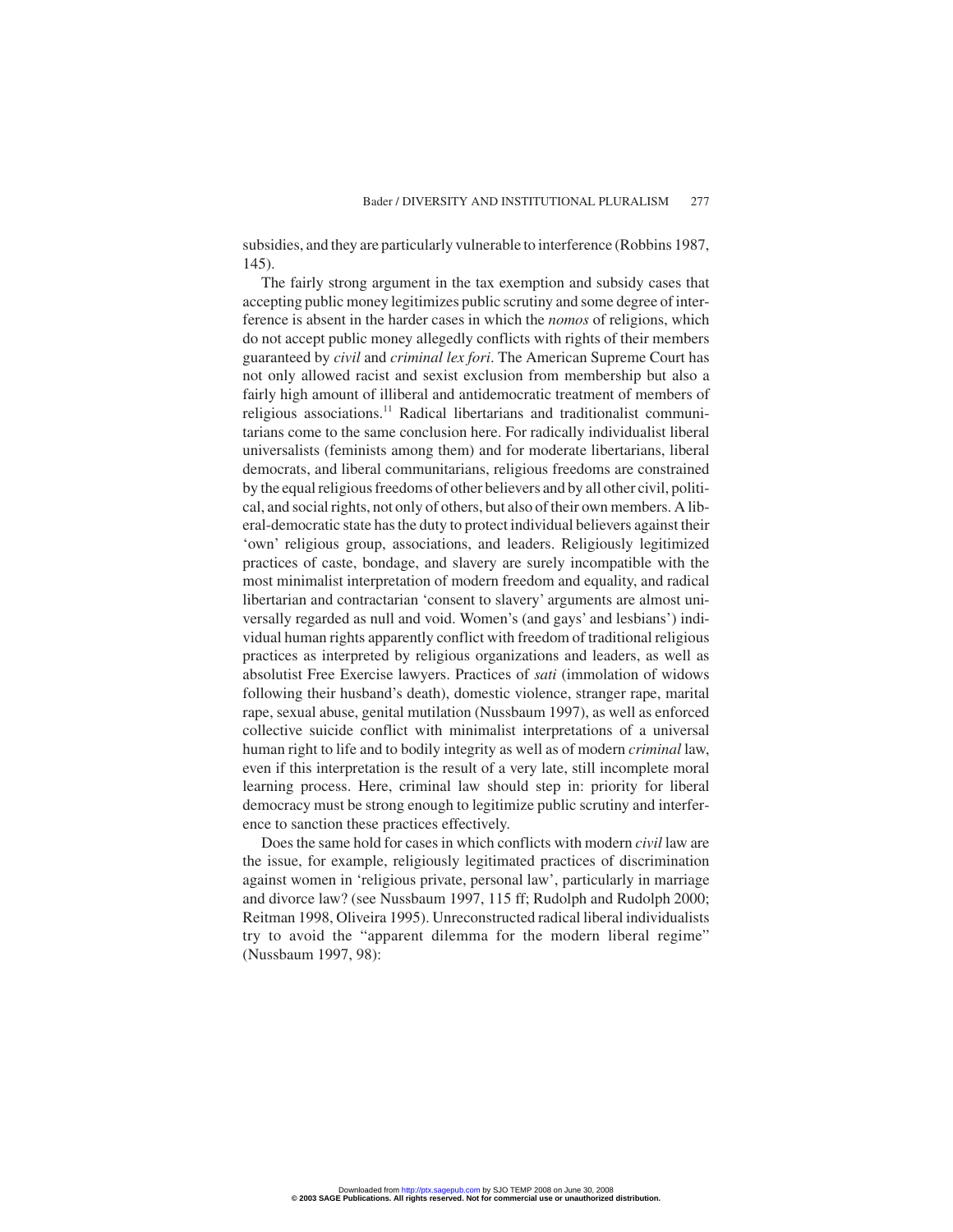subsidies, and they are particularly vulnerable to interference (Robbins 1987, 145).

The fairly strong argument in the tax exemption and subsidy cases that accepting public money legitimizes public scrutiny and some degree of interference is absent in the harder cases in which the *nomos* of religions, which do not accept public money allegedly conflicts with rights of their members guaranteed by *civil* and *criminal lex fori*. The American Supreme Court has not only allowed racist and sexist exclusion from membership but also a fairly high amount of illiberal and antidemocratic treatment of members of religious associations.[11] Radical libertarians and traditionalist communitarians come to the same conclusion here. For radically individualist liberal universalists (feminists among them) and for moderate libertarians, liberal democrats, and liberal communitarians, religious freedoms are constrained by the equal religious freedoms of other believers and by all other civil, political, and social rights, not only of others, but also of their own members. A liberal-democratic state has the duty to protect individual believers against their 'own' religious group, associations, and leaders. Religiously legitimized practices of caste, bondage, and slavery are surely incompatible with the most minimalist interpretation of modern freedom and equality, and radical libertarian and contractarian 'consent to slavery' arguments are almost universally regarded as null and void. Women's (and gays' and lesbians') individual human rights apparently conflict with freedom of traditional religious practices as interpreted by religious organizations and leaders, as well as absolutist Free Exercise lawyers. Practices of *sati* (immolation of widows following their husband's death), domestic violence, stranger rape, marital rape, sexual abuse, genital mutilation (Nussbaum 1997), as well as enforced collective suicide conflict with minimalist interpretations of a universal human right to life and to bodily integrity as well as of modern *criminal* law, even if this interpretation is the result of a very late, still incomplete moral learning process. Here, criminal law should step in: priority for liberal democracy must be strong enough to legitimize public scrutiny and interference to sanction these practices effectively.

Does the same hold for cases in which conflicts with modern *civil* law are the issue, for example, religiously legitimated practices of discrimination against women in 'religious private, personal law', particularly in marriage and divorce law? (see Nussbaum 1997, 115 ff; Rudolph and Rudolph 2000; Reitman 1998, Oliveira 1995). Unreconstructed radical liberal individualists try to avoid the "apparent dilemma for the modern liberal regime" (Nussbaum 1997, 98):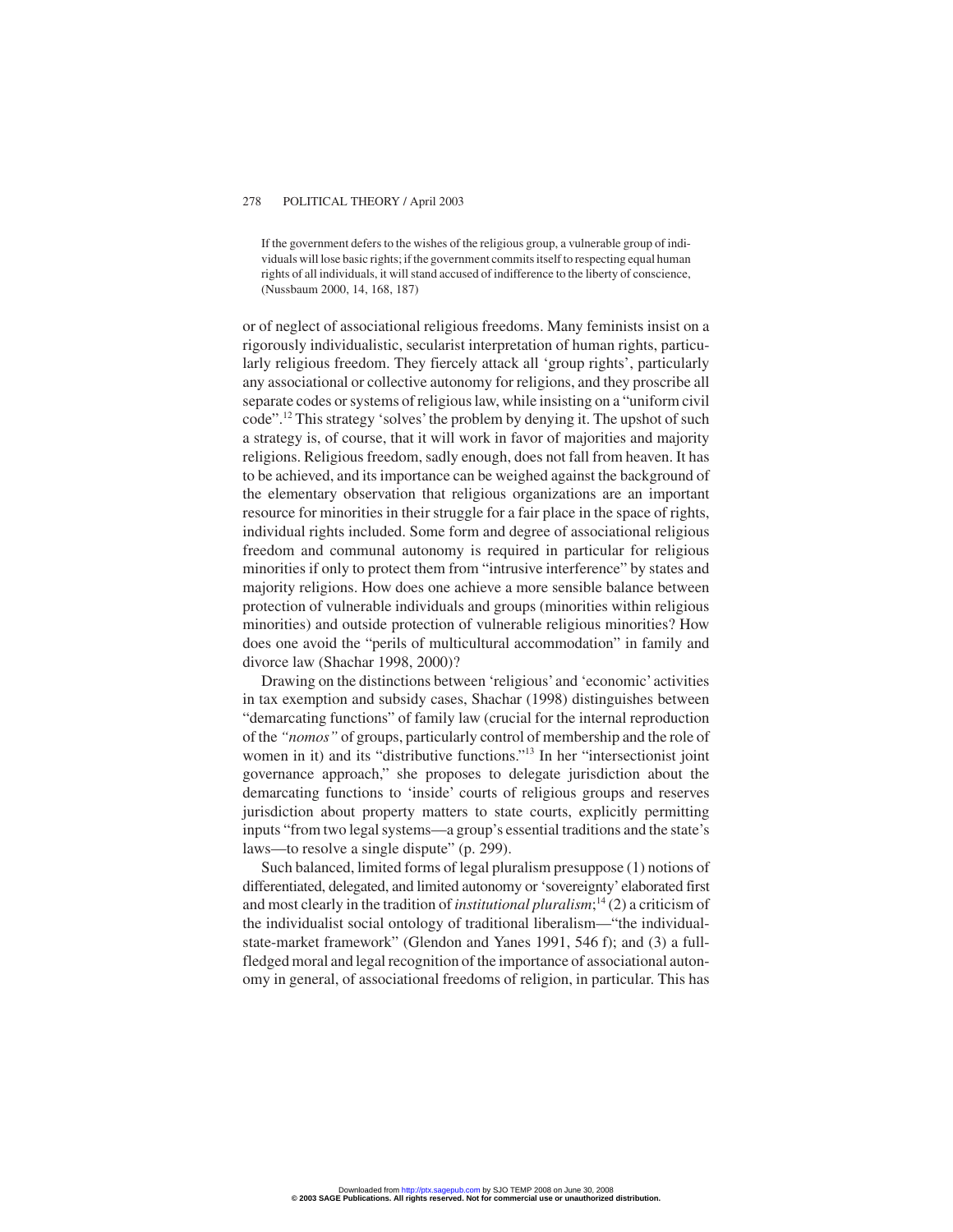> If the government defers to the wishes of the religious group, a vulnerable group of individuals will lose basic rights; if the government commits itself to respecting equal human rights of all individuals, it will stand accused of indifference to the liberty of conscience, (Nussbaum 2000, 14, 168, 187)

or of neglect of associational religious freedoms. Many feminists insist on a rigorously individualistic, secularist interpretation of human rights, particularly religious freedom. They fiercely attack all 'group rights', particularly any associational or collective autonomy for religions, and they proscribe all separate codes or systems of religious law, while insisting on a "uniform civil code".[12] This strategy 'solves' the problem by denying it. The upshot of such a strategy is, of course, that it will work in favor of majorities and majority religions. Religious freedom, sadly enough, does not fall from heaven. It has to be achieved, and its importance can be weighed against the background of the elementary observation that religious organizations are an important resource for minorities in their struggle for a fair place in the space of rights, individual rights included. Some form and degree of associational religious freedom and communal autonomy is required in particular for religious minorities if only to protect them from "intrusive interference" by states and majority religions. How does one achieve a more sensible balance between protection of vulnerable individuals and groups (minorities within religious minorities) and outside protection of vulnerable religious minorities? How does one avoid the "perils of multicultural accommodation" in family and divorce law (Shachar 1998, 2000)?

Drawing on the distinctions between 'religious' and 'economic' activities in tax exemption and subsidy cases, Shachar (1998) distinguishes between "demarcating functions" of family law (crucial for the internal reproduction of the *"nomos"* of groups, particularly control of membership and the role of women in it) and its "distributive functions."[13] In her "intersectionist joint governance approach," she proposes to delegate jurisdiction about the demarcating functions to 'inside' courts of religious groups and reserves jurisdiction about property matters to state courts, explicitly permitting inputs "from two legal systems—a group's essential traditions and the state's laws—to resolve a single dispute" (p. 299).

Such balanced, limited forms of legal pluralism presuppose (1) notions of differentiated, delegated, and limited autonomy or 'sovereignty' elaborated first and most clearly in the tradition of *institutional pluralism*;[14] (2) a criticism of the individualist social ontology of traditional liberalism—"the individual-state-market framework" (Glendon and Yanes 1991, 546 f); and (3) a full-fledged moral and legal recognition of the importance of associational autonomy in general, of associational freedoms of religion, in particular. This has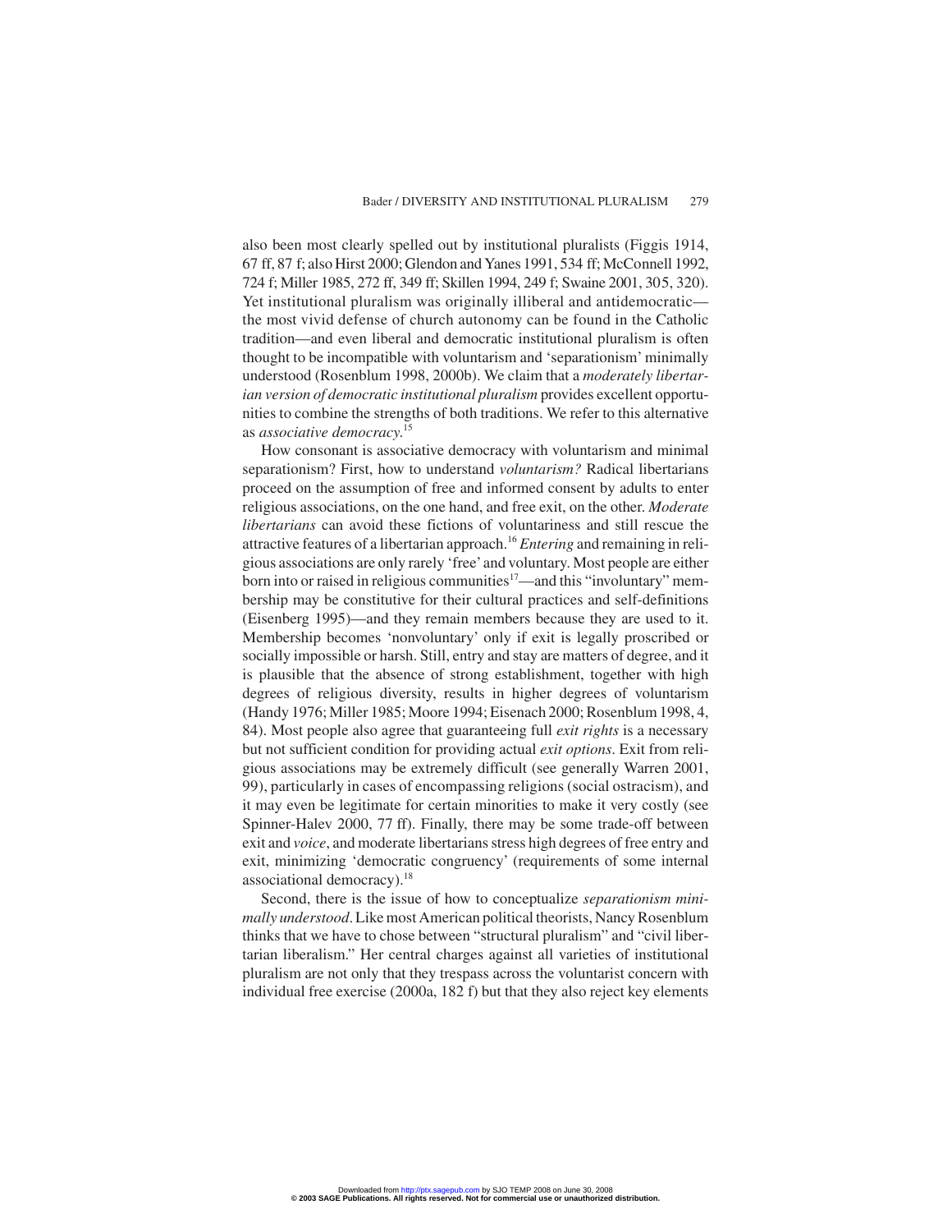also been most clearly spelled out by institutional pluralists (Figgis 1914, 67 ff, 87 f; also Hirst 2000; Glendon and Yanes 1991, 534 ff; McConnell 1992, 724 f; Miller 1985, 272 ff, 349 ff; Skillen 1994, 249 f; Swaine 2001, 305, 320). Yet institutional pluralism was originally illiberal and antidemocratic—the most vivid defense of church autonomy can be found in the Catholic tradition—and even liberal and democratic institutional pluralism is often thought to be incompatible with voluntarism and 'separationism' minimally understood (Rosenblum 1998, 2000b). We claim that a *moderately libertarian version of democratic institutional pluralism* provides excellent opportunities to combine the strengths of both traditions. We refer to this alternative as *associative democracy.*[15]

How consonant is associative democracy with voluntarism and minimal separationism? First, how to understand *voluntarism?* Radical libertarians proceed on the assumption of free and informed consent by adults to enter religious associations, on the one hand, and free exit, on the other. *Moderate libertarians* can avoid these fictions of voluntariness and still rescue the attractive features of a libertarian approach.[16] *Entering* and remaining in religious associations are only rarely 'free' and voluntary. Most people are either born into or raised in religious communities[17]—and this "involuntary" membership may be constitutive for their cultural practices and self-definitions (Eisenberg 1995)—and they remain members because they are used to it. Membership becomes 'nonvoluntary' only if exit is legally proscribed or socially impossible or harsh. Still, entry and stay are matters of degree, and it is plausible that the absence of strong establishment, together with high degrees of religious diversity, results in higher degrees of voluntarism (Handy 1976; Miller 1985; Moore 1994; Eisenach 2000; Rosenblum 1998, 4, 84). Most people also agree that guaranteeing full *exit rights* is a necessary but not sufficient condition for providing actual *exit options*. Exit from religious associations may be extremely difficult (see generally Warren 2001, 99), particularly in cases of encompassing religions (social ostracism), and it may even be legitimate for certain minorities to make it very costly (see Spinner-Halev 2000, 77 ff). Finally, there may be some trade-off between exit and *voice*, and moderate libertarians stress high degrees of free entry and exit, minimizing 'democratic congruency' (requirements of some internal associational democracy).[18]

Second, there is the issue of how to conceptualize *separationism minimally understood*. Like most American political theorists, Nancy Rosenblum thinks that we have to chose between "structural pluralism" and "civil libertarian liberalism." Her central charges against all varieties of institutional pluralism are not only that they trespass across the voluntarist concern with individual free exercise (2000a, 182 f) but that they also reject key elements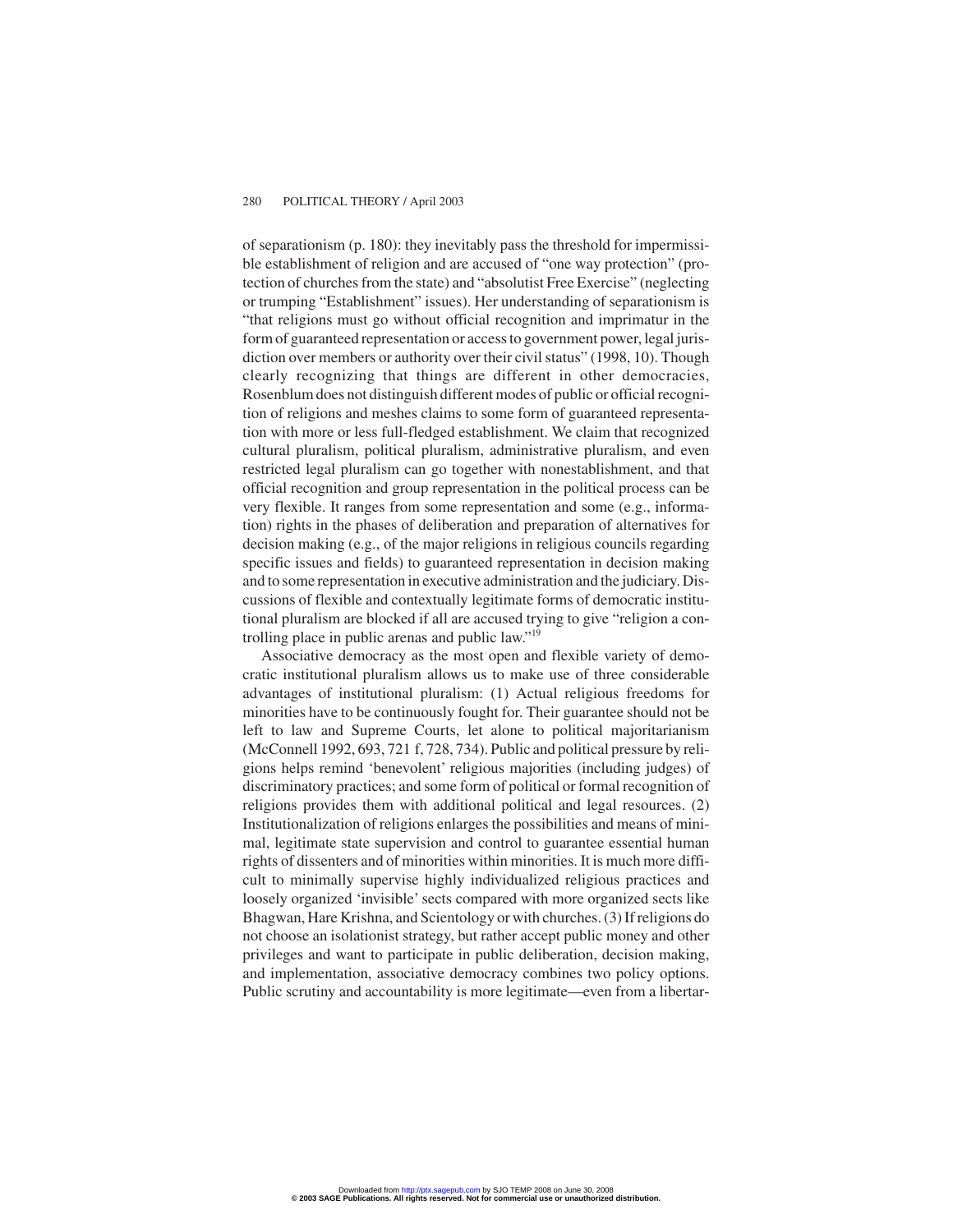of separationism (p. 180): they inevitably pass the threshold for impermissible establishment of religion and are accused of "one way protection" (protection of churches from the state) and "absolutist Free Exercise" (neglecting or trumping "Establishment" issues). Her understanding of separationism is "that religions must go without official recognition and imprimatur in the form of guaranteed representation or access to government power, legal jurisdiction over members or authority over their civil status" (1998, 10). Though clearly recognizing that things are different in other democracies, Rosenblum does not distinguish different modes of public or official recognition of religions and meshes claims to some form of guaranteed representation with more or less full-fledged establishment. We claim that recognized cultural pluralism, political pluralism, administrative pluralism, and even restricted legal pluralism can go together with nonestablishment, and that official recognition and group representation in the political process can be very flexible. It ranges from some representation and some (e.g., information) rights in the phases of deliberation and preparation of alternatives for decision making (e.g., of the major religions in religious councils regarding specific issues and fields) to guaranteed representation in decision making and to some representation in executive administration and the judiciary. Discussions of flexible and contextually legitimate forms of democratic institutional pluralism are blocked if all are accused trying to give "religion a controlling place in public arenas and public law."[19]

Associative democracy as the most open and flexible variety of democratic institutional pluralism allows us to make use of three considerable advantages of institutional pluralism: (1) Actual religious freedoms for minorities have to be continuously fought for. Their guarantee should not be left to law and Supreme Courts, let alone to political majoritarianism (McConnell 1992, 693, 721 f, 728, 734). Public and political pressure by religions helps remind 'benevolent' religious majorities (including judges) of discriminatory practices; and some form of political or formal recognition of religions provides them with additional political and legal resources. (2) Institutionalization of religions enlarges the possibilities and means of minimal, legitimate state supervision and control to guarantee essential human rights of dissenters and of minorities within minorities. It is much more difficult to minimally supervise highly individualized religious practices and loosely organized 'invisible' sects compared with more organized sects like Bhagwan, Hare Krishna, and Scientology or with churches. (3) If religions do not choose an isolationist strategy, but rather accept public money and other privileges and want to participate in public deliberation, decision making, and implementation, associative democracy combines two policy options. Public scrutiny and accountability is more legitimate—even from a libertar-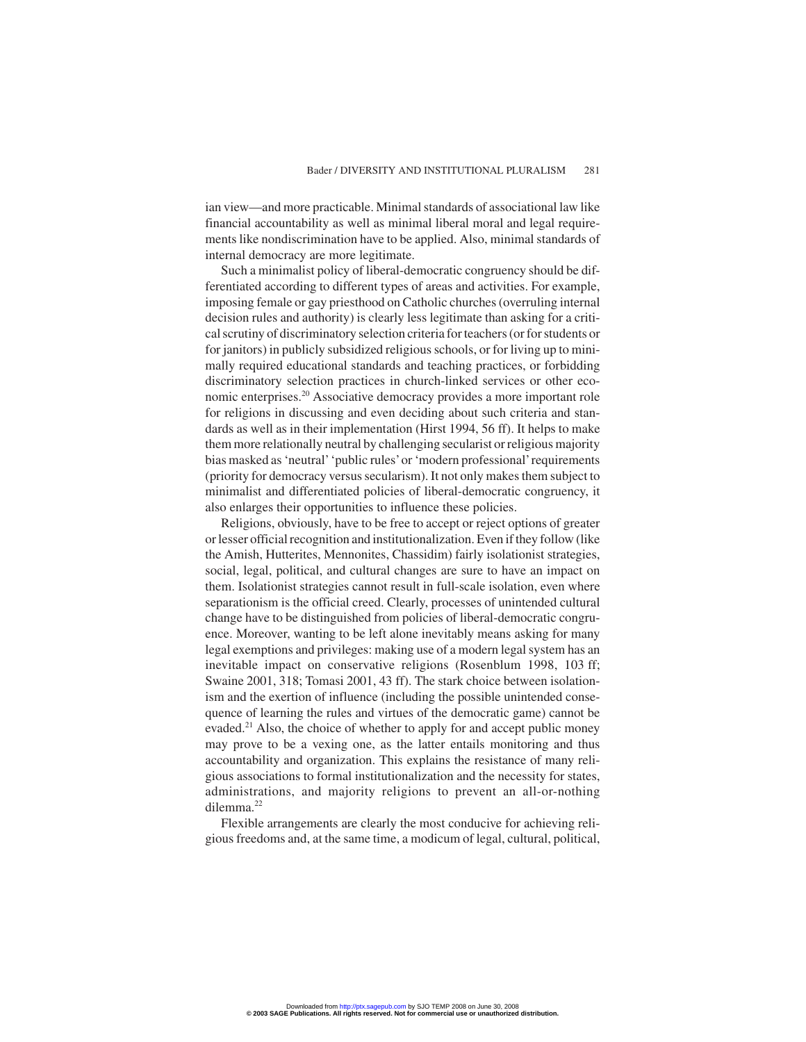ian view—and more practicable. Minimal standards of associational law like financial accountability as well as minimal liberal moral and legal requirements like nondiscrimination have to be applied. Also, minimal standards of internal democracy are more legitimate.

Such a minimalist policy of liberal-democratic congruency should be differentiated according to different types of areas and activities. For example, imposing female or gay priesthood on Catholic churches (overruling internal decision rules and authority) is clearly less legitimate than asking for a critical scrutiny of discriminatory selection criteria for teachers (or for students or for janitors) in publicly subsidized religious schools, or for living up to minimally required educational standards and teaching practices, or forbidding discriminatory selection practices in church-linked services or other economic enterprises.[20] Associative democracy provides a more important role for religions in discussing and even deciding about such criteria and standards as well as in their implementation (Hirst 1994, 56 ff). It helps to make them more relationally neutral by challenging secularist or religious majority bias masked as 'neutral' 'public rules' or 'modern professional' requirements (priority for democracy versus secularism). It not only makes them subject to minimalist and differentiated policies of liberal-democratic congruency, it also enlarges their opportunities to influence these policies.

Religions, obviously, have to be free to accept or reject options of greater or lesser official recognition and institutionalization. Even if they follow (like the Amish, Hutterites, Mennonites, Chassidim) fairly isolationist strategies, social, legal, political, and cultural changes are sure to have an impact on them. Isolationist strategies cannot result in full-scale isolation, even where separationism is the official creed. Clearly, processes of unintended cultural change have to be distinguished from policies of liberal-democratic congruence. Moreover, wanting to be left alone inevitably means asking for many legal exemptions and privileges: making use of a modern legal system has an inevitable impact on conservative religions (Rosenblum 1998, 103 ff; Swaine 2001, 318; Tomasi 2001, 43 ff). The stark choice between isolationism and the exertion of influence (including the possible unintended consequence of learning the rules and virtues of the democratic game) cannot be evaded.[21] Also, the choice of whether to apply for and accept public money may prove to be a vexing one, as the latter entails monitoring and thus accountability and organization. This explains the resistance of many religious associations to formal institutionalization and the necessity for states, administrations, and majority religions to prevent an all-or-nothing dilemma.[22]

Flexible arrangements are clearly the most conducive for achieving religious freedoms and, at the same time, a modicum of legal, cultural, political,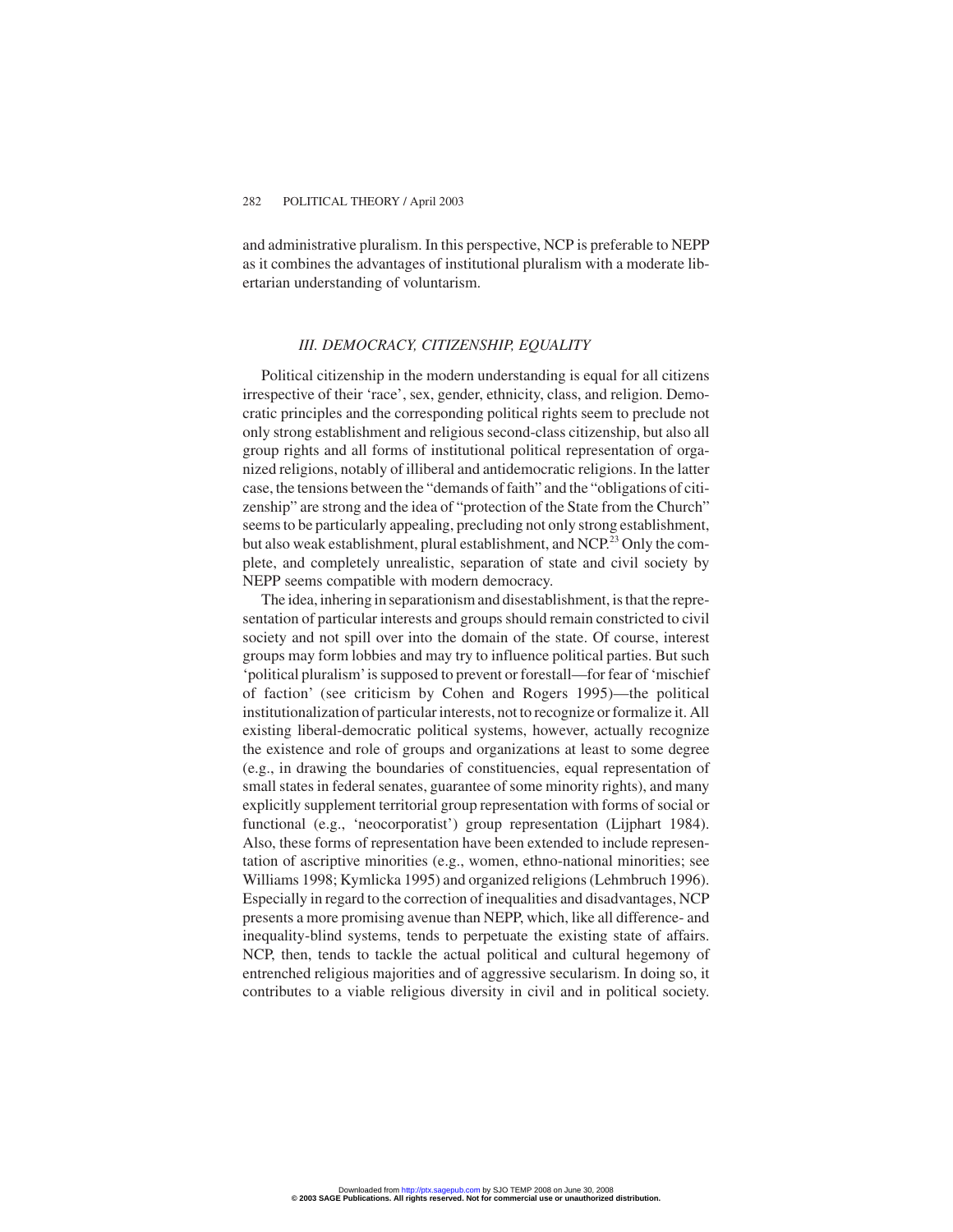and administrative pluralism. In this perspective, NCP is preferable to NEPP as it combines the advantages of institutional pluralism with a moderate libertarian understanding of voluntarism.

### *III. DEMOCRACY, CITIZENSHIP, EQUALITY*

Political citizenship in the modern understanding is equal for all citizens irrespective of their 'race', sex, gender, ethnicity, class, and religion. Democratic principles and the corresponding political rights seem to preclude not only strong establishment and religious second-class citizenship, but also all group rights and all forms of institutional political representation of organized religions, notably of illiberal and antidemocratic religions. In the latter case, the tensions between the "demands of faith" and the "obligations of citizenship" are strong and the idea of "protection of the State from the Church" seems to be particularly appealing, precluding not only strong establishment, but also weak establishment, plural establishment, and NCP.[23] Only the complete, and completely unrealistic, separation of state and civil society by NEPP seems compatible with modern democracy.

The idea, inhering in separationism and disestablishment, is that the representation of particular interests and groups should remain constricted to civil society and not spill over into the domain of the state. Of course, interest groups may form lobbies and may try to influence political parties. But such 'political pluralism' is supposed to prevent or forestall—for fear of 'mischief of faction' (see criticism by Cohen and Rogers 1995)—the political institutionalization of particular interests, not to recognize or formalize it. All existing liberal-democratic political systems, however, actually recognize the existence and role of groups and organizations at least to some degree (e.g., in drawing the boundaries of constituencies, equal representation of small states in federal senates, guarantee of some minority rights), and many explicitly supplement territorial group representation with forms of social or functional (e.g., 'neocorporatist') group representation (Lijphart 1984). Also, these forms of representation have been extended to include representation of ascriptive minorities (e.g., women, ethno-national minorities; see Williams 1998; Kymlicka 1995) and organized religions (Lehmbruch 1996). Especially in regard to the correction of inequalities and disadvantages, NCP presents a more promising avenue than NEPP, which, like all difference- and inequality-blind systems, tends to perpetuate the existing state of affairs. NCP, then, tends to tackle the actual political and cultural hegemony of entrenched religious majorities and of aggressive secularism. In doing so, it contributes to a viable religious diversity in civil and in political society.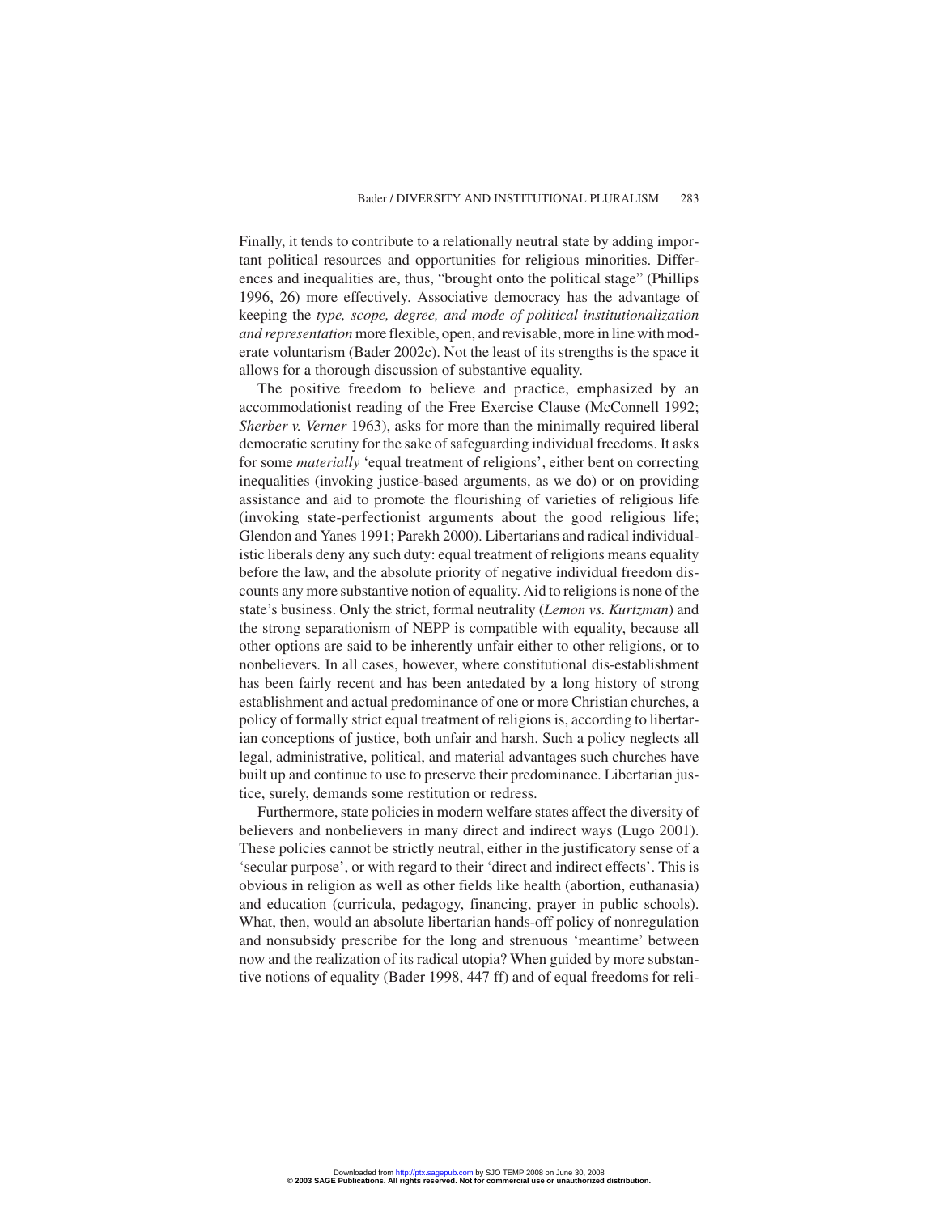Finally, it tends to contribute to a relationally neutral state by adding important political resources and opportunities for religious minorities. Differences and inequalities are, thus, "brought onto the political stage" (Phillips 1996, 26) more effectively. Associative democracy has the advantage of keeping the *type, scope, degree, and mode of political institutionalization and representation* more flexible, open, and revisable, more in line with moderate voluntarism (Bader 2002c). Not the least of its strengths is the space it allows for a thorough discussion of substantive equality.

The positive freedom to believe and practice, emphasized by an accommodationist reading of the Free Exercise Clause (McConnell 1992; *Sherber v. Verner* 1963), asks for more than the minimally required liberal democratic scrutiny for the sake of safeguarding individual freedoms. It asks for some *materially* 'equal treatment of religions', either bent on correcting inequalities (invoking justice-based arguments, as we do) or on providing assistance and aid to promote the flourishing of varieties of religious life (invoking state-perfectionist arguments about the good religious life; Glendon and Yanes 1991; Parekh 2000). Libertarians and radical individualistic liberals deny any such duty: equal treatment of religions means equality before the law, and the absolute priority of negative individual freedom discounts any more substantive notion of equality. Aid to religions is none of the state's business. Only the strict, formal neutrality (*Lemon vs. Kurtzman*) and the strong separationism of NEPP is compatible with equality, because all other options are said to be inherently unfair either to other religions, or to nonbelievers. In all cases, however, where constitutional dis-establishment has been fairly recent and has been antedated by a long history of strong establishment and actual predominance of one or more Christian churches, a policy of formally strict equal treatment of religions is, according to libertarian conceptions of justice, both unfair and harsh. Such a policy neglects all legal, administrative, political, and material advantages such churches have built up and continue to use to preserve their predominance. Libertarian justice, surely, demands some restitution or redress.

Furthermore, state policies in modern welfare states affect the diversity of believers and nonbelievers in many direct and indirect ways (Lugo 2001). These policies cannot be strictly neutral, either in the justificatory sense of a 'secular purpose', or with regard to their 'direct and indirect effects'. This is obvious in religion as well as other fields like health (abortion, euthanasia) and education (curricula, pedagogy, financing, prayer in public schools). What, then, would an absolute libertarian hands-off policy of nonregulation and nonsubsidy prescribe for the long and strenuous 'meantime' between now and the realization of its radical utopia? When guided by more substantive notions of equality (Bader 1998, 447 ff) and of equal freedoms for reli-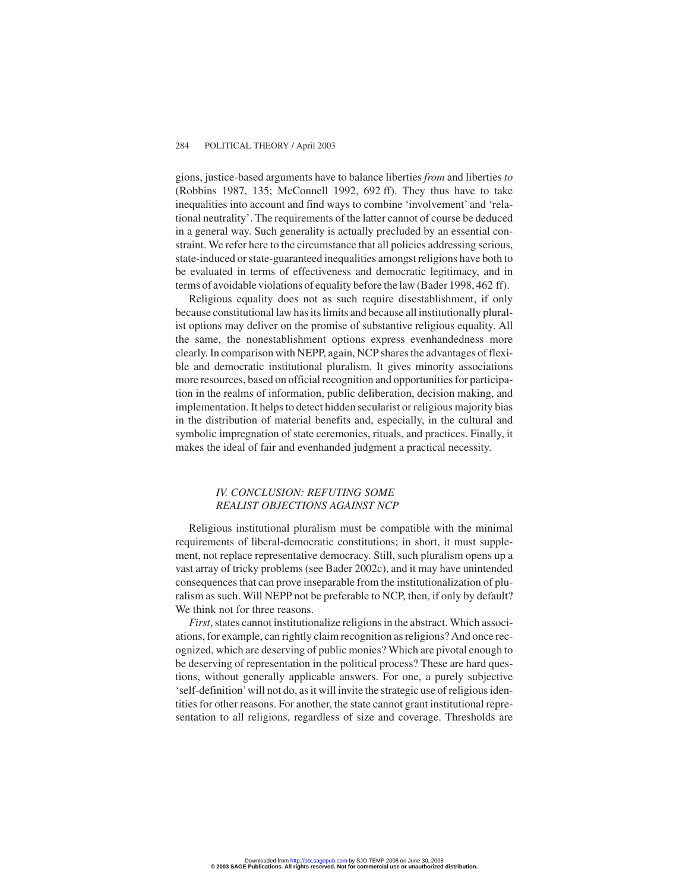gions, justice-based arguments have to balance liberties *from* and liberties *to* (Robbins 1987, 135; McConnell 1992, 692 ff). They thus have to take inequalities into account and find ways to combine 'involvement' and 'relational neutrality'. The requirements of the latter cannot of course be deduced in a general way. Such generality is actually precluded by an essential constraint. We refer here to the circumstance that all policies addressing serious, state-induced or state-guaranteed inequalities amongst religions have both to be evaluated in terms of effectiveness and democratic legitimacy, and in terms of avoidable violations of equality before the law (Bader 1998, 462 ff).

Religious equality does not as such require disestablishment, if only because constitutional law has its limits and because all institutionally pluralist options may deliver on the promise of substantive religious equality. All the same, the nonestablishment options express evenhandedness more clearly. In comparison with NEPP, again, NCP shares the advantages of flexible and democratic institutional pluralism. It gives minority associations more resources, based on official recognition and opportunities for participation in the realms of information, public deliberation, decision making, and implementation. It helps to detect hidden secularist or religious majority bias in the distribution of material benefits and, especially, in the cultural and symbolic impregnation of state ceremonies, rituals, and practices. Finally, it makes the ideal of fair and evenhanded judgment a practical necessity.

## IV. CONCLUSION: REFUTING SOME REALIST OBJECTIONS AGAINST NCP

Religious institutional pluralism must be compatible with the minimal requirements of liberal-democratic constitutions; in short, it must supplement, not replace representative democracy. Still, such pluralism opens up a vast array of tricky problems (see Bader 2002c), and it may have unintended consequences that can prove inseparable from the institutionalization of pluralism as such. Will NEPP not be preferable to NCP, then, if only by default? We think not for three reasons.

*First*, states cannot institutionalize religions in the abstract. Which associations, for example, can rightly claim recognition as religions? And once recognized, which are deserving of public monies? Which are pivotal enough to be deserving of representation in the political process? These are hard questions, without generally applicable answers. For one, a purely subjective 'self-definition' will not do, as it will invite the strategic use of religious identities for other reasons. For another, the state cannot grant institutional representation to all religions, regardless of size and coverage. Thresholds are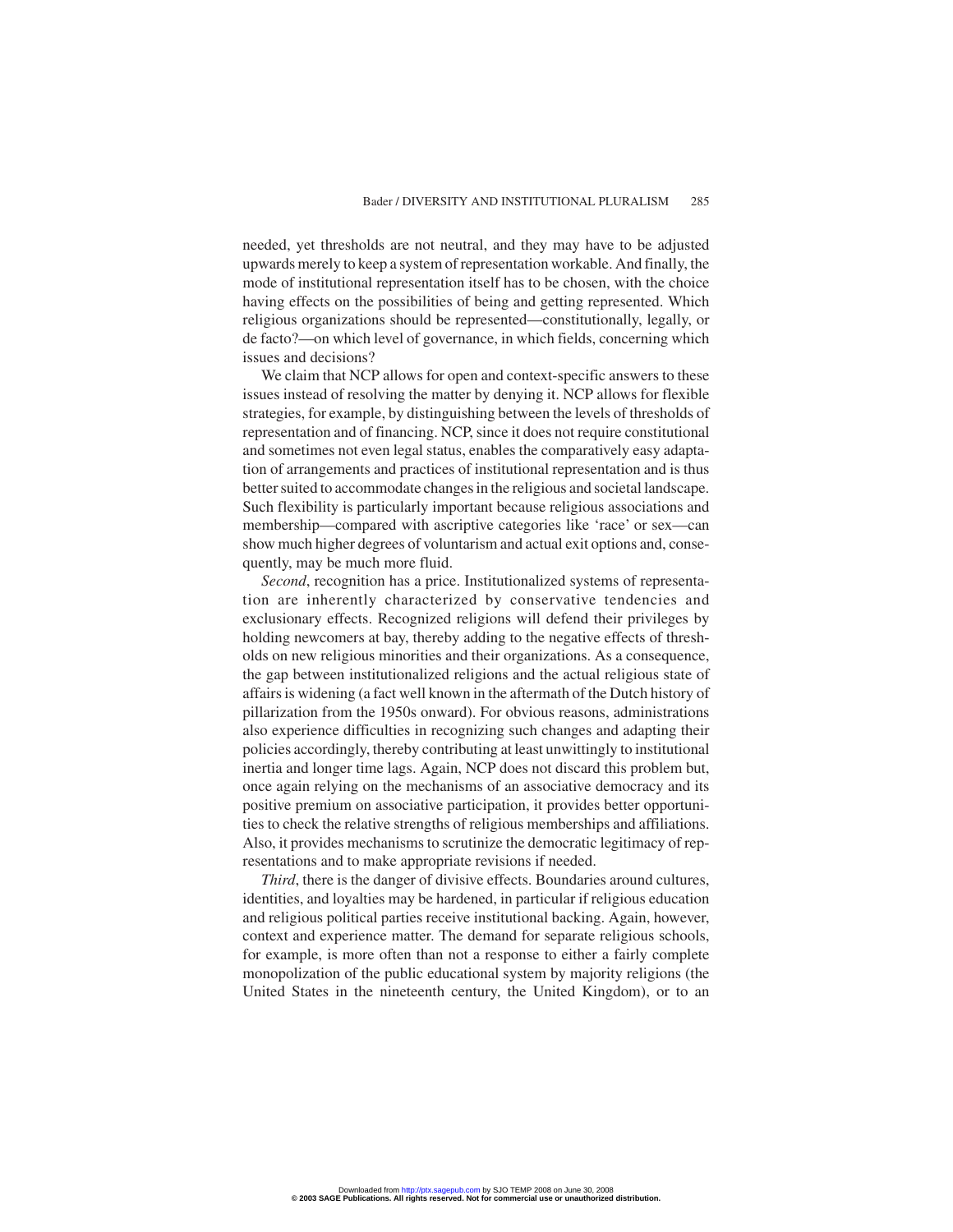needed, yet thresholds are not neutral, and they may have to be adjusted upwards merely to keep a system of representation workable. And finally, the mode of institutional representation itself has to be chosen, with the choice having effects on the possibilities of being and getting represented. Which religious organizations should be represented—constitutionally, legally, or de facto?—on which level of governance, in which fields, concerning which issues and decisions?

We claim that NCP allows for open and context-specific answers to these issues instead of resolving the matter by denying it. NCP allows for flexible strategies, for example, by distinguishing between the levels of thresholds of representation and of financing. NCP, since it does not require constitutional and sometimes not even legal status, enables the comparatively easy adaptation of arrangements and practices of institutional representation and is thus better suited to accommodate changes in the religious and societal landscape. Such flexibility is particularly important because religious associations and membership—compared with ascriptive categories like 'race' or sex—can show much higher degrees of voluntarism and actual exit options and, consequently, may be much more fluid.

*Second*, recognition has a price. Institutionalized systems of representation are inherently characterized by conservative tendencies and exclusionary effects. Recognized religions will defend their privileges by holding newcomers at bay, thereby adding to the negative effects of thresholds on new religious minorities and their organizations. As a consequence, the gap between institutionalized religions and the actual religious state of affairs is widening (a fact well known in the aftermath of the Dutch history of pillarization from the 1950s onward). For obvious reasons, administrations also experience difficulties in recognizing such changes and adapting their policies accordingly, thereby contributing at least unwittingly to institutional inertia and longer time lags. Again, NCP does not discard this problem but, once again relying on the mechanisms of an associative democracy and its positive premium on associative participation, it provides better opportunities to check the relative strengths of religious memberships and affiliations. Also, it provides mechanisms to scrutinize the democratic legitimacy of representations and to make appropriate revisions if needed.

*Third*, there is the danger of divisive effects. Boundaries around cultures, identities, and loyalties may be hardened, in particular if religious education and religious political parties receive institutional backing. Again, however, context and experience matter. The demand for separate religious schools, for example, is more often than not a response to either a fairly complete monopolization of the public educational system by majority religions (the United States in the nineteenth century, the United Kingdom), or to an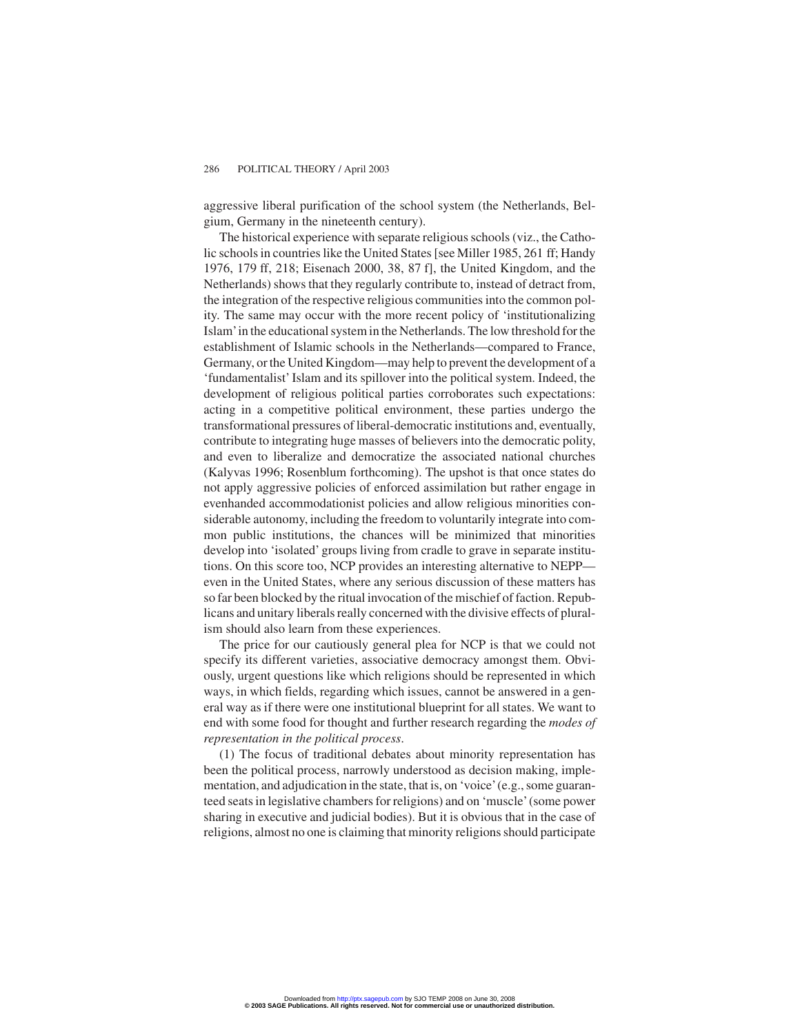aggressive liberal purification of the school system (the Netherlands, Belgium, Germany in the nineteenth century).

The historical experience with separate religious schools (viz., the Catholic schools in countries like the United States [see Miller 1985, 261 ff; Handy 1976, 179 ff, 218; Eisenach 2000, 38, 87 f], the United Kingdom, and the Netherlands) shows that they regularly contribute to, instead of detract from, the integration of the respective religious communities into the common polity. The same may occur with the more recent policy of 'institutionalizing Islam' in the educational system in the Netherlands. The low threshold for the establishment of Islamic schools in the Netherlands—compared to France, Germany, or the United Kingdom—may help to prevent the development of a 'fundamentalist' Islam and its spillover into the political system. Indeed, the development of religious political parties corroborates such expectations: acting in a competitive political environment, these parties undergo the transformational pressures of liberal-democratic institutions and, eventually, contribute to integrating huge masses of believers into the democratic polity, and even to liberalize and democratize the associated national churches (Kalyvas 1996; Rosenblum forthcoming). The upshot is that once states do not apply aggressive policies of enforced assimilation but rather engage in evenhanded accommodationist policies and allow religious minorities considerable autonomy, including the freedom to voluntarily integrate into common public institutions, the chances will be minimized that minorities develop into 'isolated' groups living from cradle to grave in separate institutions. On this score too, NCP provides an interesting alternative to NEPP—even in the United States, where any serious discussion of these matters has so far been blocked by the ritual invocation of the mischief of faction. Republicans and unitary liberals really concerned with the divisive effects of pluralism should also learn from these experiences.

The price for our cautiously general plea for NCP is that we could not specify its different varieties, associative democracy amongst them. Obviously, urgent questions like which religions should be represented in which ways, in which fields, regarding which issues, cannot be answered in a general way as if there were one institutional blueprint for all states. We want to end with some food for thought and further research regarding the *modes of representation in the political process*.

(1) The focus of traditional debates about minority representation has been the political process, narrowly understood as decision making, implementation, and adjudication in the state, that is, on 'voice' (e.g., some guaranteed seats in legislative chambers for religions) and on 'muscle' (some power sharing in executive and judicial bodies). But it is obvious that in the case of religions, almost no one is claiming that minority religions should participate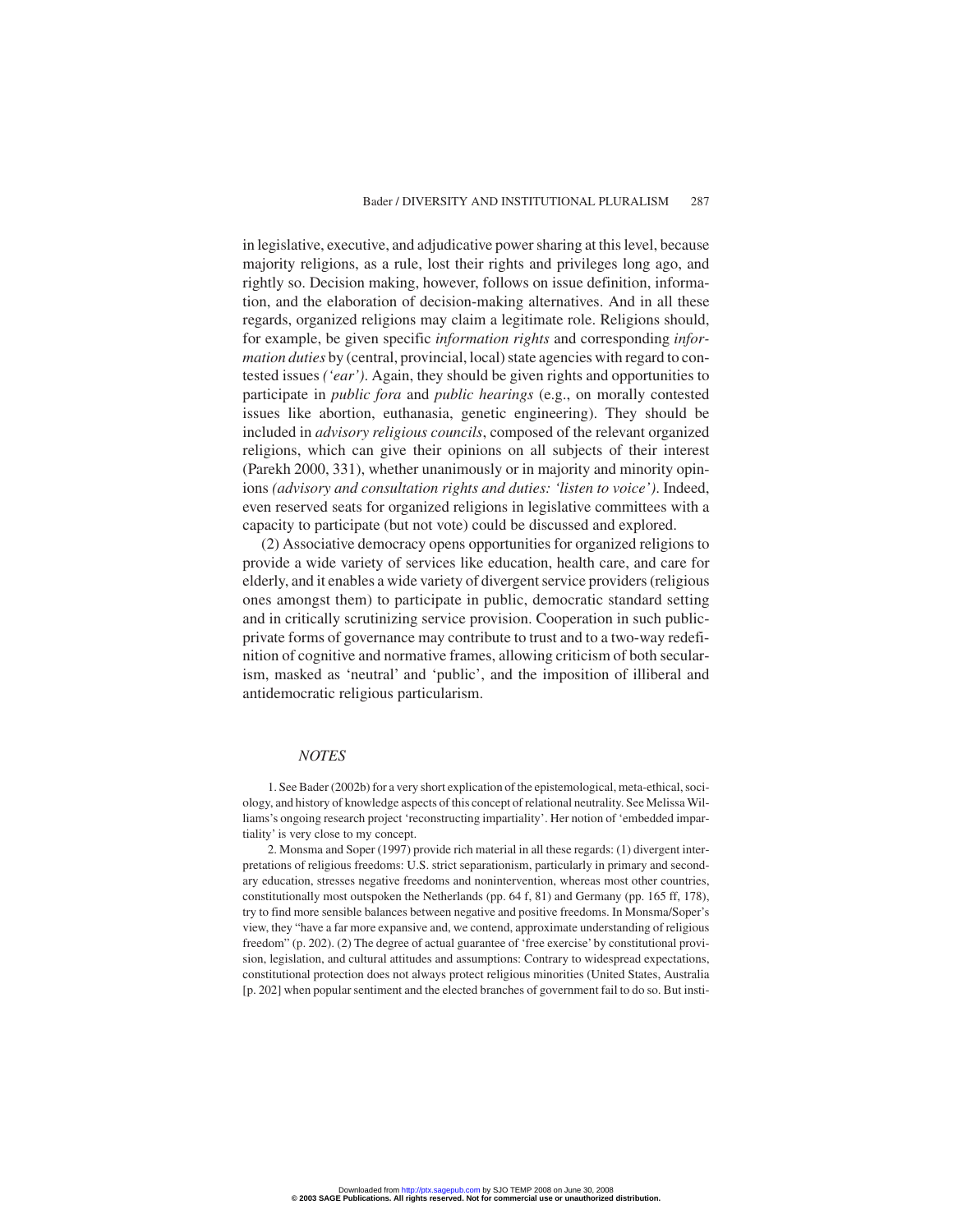in legislative, executive, and adjudicative power sharing at this level, because majority religions, as a rule, lost their rights and privileges long ago, and rightly so. Decision making, however, follows on issue definition, information, and the elaboration of decision-making alternatives. And in all these regards, organized religions may claim a legitimate role. Religions should, for example, be given specific *information rights* and corresponding *information duties* by (central, provincial, local) state agencies with regard to contested issues *('ear')*. Again, they should be given rights and opportunities to participate in *public fora* and *public hearings* (e.g., on morally contested issues like abortion, euthanasia, genetic engineering). They should be included in *advisory religious councils*, composed of the relevant organized religions, which can give their opinions on all subjects of their interest (Parekh 2000, 331), whether unanimously or in majority and minority opinions *(advisory and consultation rights and duties: 'listen to voice')*. Indeed, even reserved seats for organized religions in legislative committees with a capacity to participate (but not vote) could be discussed and explored.

(2) Associative democracy opens opportunities for organized religions to provide a wide variety of services like education, health care, and care for elderly, and it enables a wide variety of divergent service providers (religious ones amongst them) to participate in public, democratic standard setting and in critically scrutinizing service provision. Cooperation in such public-private forms of governance may contribute to trust and to a two-way redefinition of cognitive and normative frames, allowing criticism of both secularism, masked as 'neutral' and 'public', and the imposition of illiberal and antidemocratic religious particularism.

## *NOTES*

1. See Bader (2002b) for a very short explication of the epistemological, meta-ethical, sociology, and history of knowledge aspects of this concept of relational neutrality. See Melissa Williams's ongoing research project 'reconstructing impartiality'. Her notion of 'embedded impartiality' is very close to my concept.

2. Monsma and Soper (1997) provide rich material in all these regards: (1) divergent interpretations of religious freedoms: U.S. strict separationism, particularly in primary and secondary education, stresses negative freedoms and nonintervention, whereas most other countries, constitutionally most outspoken the Netherlands (pp. 64 f, 81) and Germany (pp. 165 ff, 178), try to find more sensible balances between negative and positive freedoms. In Monsma/Soper's view, they "have a far more expansive and, we contend, approximate understanding of religious freedom" (p. 202). (2) The degree of actual guarantee of 'free exercise' by constitutional provision, legislation, and cultural attitudes and assumptions: Contrary to widespread expectations, constitutional protection does not always protect religious minorities (United States, Australia [p. 202] when popular sentiment and the elected branches of government fail to do so. But insti-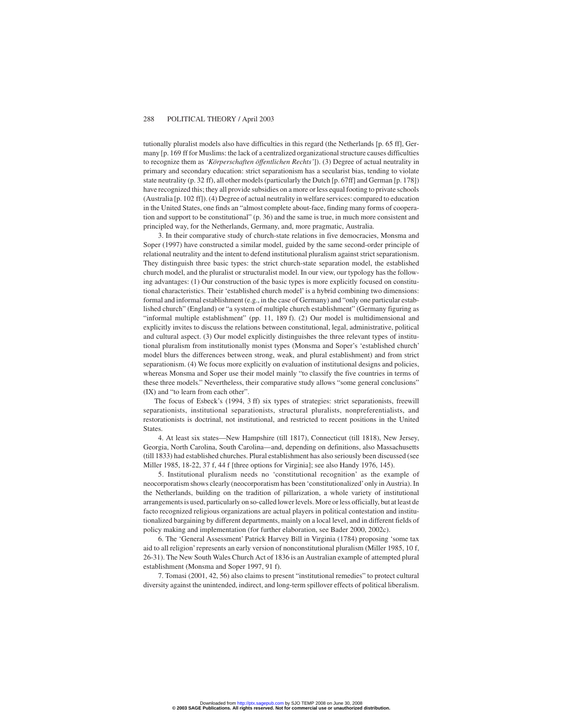tutionally pluralist models also have difficulties in this regard (the Netherlands [p. 65 ff], Germany [p. 169 ff for Muslims: the lack of a centralized organizational structure causes difficulties to recognize them as *'Körperschaften öffentlichen Rechts'*]). (3) Degree of actual neutrality in primary and secondary education: strict separationism has a secularist bias, tending to violate state neutrality (p. 32 ff), all other models (particularly the Dutch [p. 67ff] and German [p. 178]) have recognized this; they all provide subsidies on a more or less equal footing to private schools (Australia [p. 102 ff]). (4) Degree of actual neutrality in welfare services: compared to education in the United States, one finds an "almost complete about-face, finding many forms of cooperation and support to be constitutional" (p. 36) and the same is true, in much more consistent and principled way, for the Netherlands, Germany, and, more pragmatic, Australia.

3. In their comparative study of church-state relations in five democracies, Monsma and Soper (1997) have constructed a similar model, guided by the same second-order principle of relational neutrality and the intent to defend institutional pluralism against strict separationism. They distinguish three basic types: the strict church-state separation model, the established church model, and the pluralist or structuralist model. In our view, our typology has the following advantages: (1) Our construction of the basic types is more explicitly focused on constitutional characteristics. Their 'established church model' is a hybrid combining two dimensions: formal and informal establishment (e.g., in the case of Germany) and "only one particular established church" (England) or "a system of multiple church establishment" (Germany figuring as "informal multiple establishment" (pp. 11, 189 f). (2) Our model is multidimensional and explicitly invites to discuss the relations between constitutional, legal, administrative, political and cultural aspect. (3) Our model explicitly distinguishes the three relevant types of institutional pluralism from institutionally monist types (Monsma and Soper's 'established church' model blurs the differences between strong, weak, and plural establishment) and from strict separationism. (4) We focus more explicitly on evaluation of institutional designs and policies, whereas Monsma and Soper use their model mainly "to classify the five countries in terms of these three models." Nevertheless, their comparative study allows "some general conclusions" (IX) and "to learn from each other".

The focus of Esbeck's (1994, 3 ff) six types of strategies: strict separationists, freewill separationists, institutional separationists, structural pluralists, nonpreferentialists, and restorationists is doctrinal, not institutional, and restricted to recent positions in the United States.

4. At least six states—New Hampshire (till 1817), Connecticut (till 1818), New Jersey, Georgia, North Carolina, South Carolina—and, depending on definitions, also Massachusetts (till 1833) had established churches. Plural establishment has also seriously been discussed (see Miller 1985, 18-22, 37 f, 44 f [three options for Virginia]; see also Handy 1976, 145).

5. Institutional pluralism needs no 'constitutional recognition' as the example of neocorporatism shows clearly (neocorporatism has been 'constitutionalized' only in Austria). In the Netherlands, building on the tradition of pillarization, a whole variety of institutional arrangements is used, particularly on so-called lower levels. More or less officially, but at least de facto recognized religious organizations are actual players in political contestation and institutionalized bargaining by different departments, mainly on a local level, and in different fields of policy making and implementation (for further elaboration, see Bader 2000, 2002c).

6. The 'General Assessment' Patrick Harvey Bill in Virginia (1784) proposing 'some tax aid to all religion' represents an early version of nonconstitutional pluralism (Miller 1985, 10 f, 26-31). The New South Wales Church Act of 1836 is an Australian example of attempted plural establishment (Monsma and Soper 1997, 91 f).

7. Tomasi (2001, 42, 56) also claims to present "institutional remedies" to protect cultural diversity against the unintended, indirect, and long-term spillover effects of political liberalism.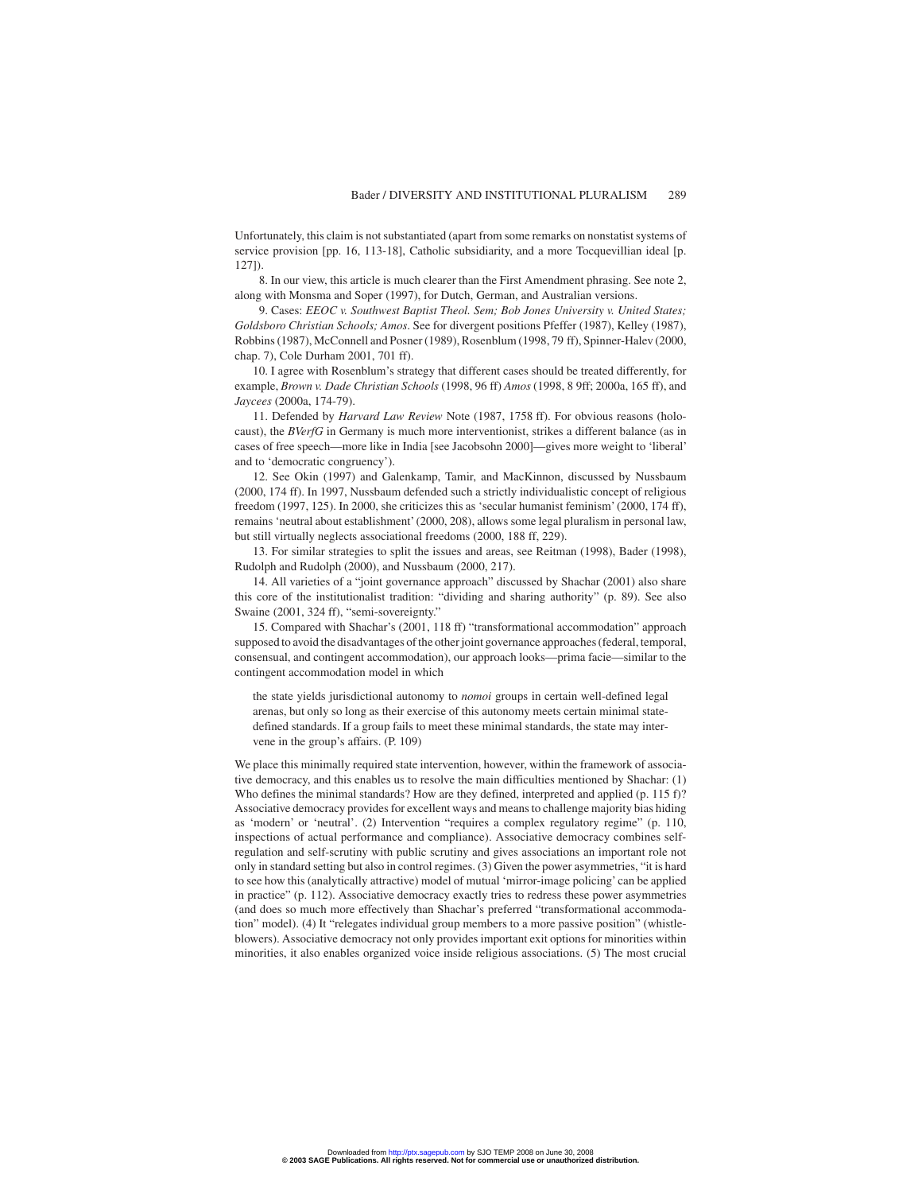Unfortunately, this claim is not substantiated (apart from some remarks on nonstatist systems of service provision [pp. 16, 113-18], Catholic subsidiarity, and a more Tocquevillian ideal [p. 127]).

8. In our view, this article is much clearer than the First Amendment phrasing. See note 2, along with Monsma and Soper (1997), for Dutch, German, and Australian versions.

9. Cases: *EEOC v. Southwest Baptist Theol. Sem; Bob Jones University v. United States; Goldsboro Christian Schools; Amos*. See for divergent positions Pfeffer (1987), Kelley (1987), Robbins (1987), McConnell and Posner (1989), Rosenblum (1998, 79 ff), Spinner-Halev (2000, chap. 7), Cole Durham 2001, 701 ff).

10. I agree with Rosenblum's strategy that different cases should be treated differently, for example, *Brown v. Dade Christian Schools* (1998, 96 ff) *Amos* (1998, 8 9ff; 2000a, 165 ff), and *Jaycees* (2000a, 174-79).

11. Defended by *Harvard Law Review* Note (1987, 1758 ff). For obvious reasons (holocaust), the *BVerfG* in Germany is much more interventionist, strikes a different balance (as in cases of free speech—more like in India [see Jacobsohn 2000]—gives more weight to 'liberal' and to 'democratic congruency').

12. See Okin (1997) and Galenkamp, Tamir, and MacKinnon, discussed by Nussbaum (2000, 174 ff). In 1997, Nussbaum defended such a strictly individualistic concept of religious freedom (1997, 125). In 2000, she criticizes this as 'secular humanist feminism' (2000, 174 ff), remains 'neutral about establishment' (2000, 208), allows some legal pluralism in personal law, but still virtually neglects associational freedoms (2000, 188 ff, 229).

13. For similar strategies to split the issues and areas, see Reitman (1998), Bader (1998), Rudolph and Rudolph (2000), and Nussbaum (2000, 217).

14. All varieties of a "joint governance approach" discussed by Shachar (2001) also share this core of the institutionalist tradition: "dividing and sharing authority" (p. 89). See also Swaine (2001, 324 ff), "semi-sovereignty."

15. Compared with Shachar's (2001, 118 ff) "transformational accommodation" approach supposed to avoid the disadvantages of the other joint governance approaches (federal, temporal, consensual, and contingent accommodation), our approach looks—prima facie—similar to the contingent accommodation model in which

> the state yields jurisdictional autonomy to *nomoi* groups in certain well-defined legal arenas, but only so long as their exercise of this autonomy meets certain minimal state-defined standards. If a group fails to meet these minimal standards, the state may intervene in the group's affairs. (P. 109)

We place this minimally required state intervention, however, within the framework of associative democracy, and this enables us to resolve the main difficulties mentioned by Shachar: (1) Who defines the minimal standards? How are they defined, interpreted and applied (p. 115 f)? Associative democracy provides for excellent ways and means to challenge majority bias hiding as 'modern' or 'neutral'. (2) Intervention "requires a complex regulatory regime" (p. 110, inspections of actual performance and compliance). Associative democracy combines self-regulation and self-scrutiny with public scrutiny and gives associations an important role not only in standard setting but also in control regimes. (3) Given the power asymmetries, "it is hard to see how this (analytically attractive) model of mutual 'mirror-image policing' can be applied in practice" (p. 112). Associative democracy exactly tries to redress these power asymmetries (and does so much more effectively than Shachar's preferred "transformational accommodation" model). (4) It "relegates individual group members to a more passive position" (whistle-blowers). Associative democracy not only provides important exit options for minorities within minorities, it also enables organized voice inside religious associations. (5) The most crucial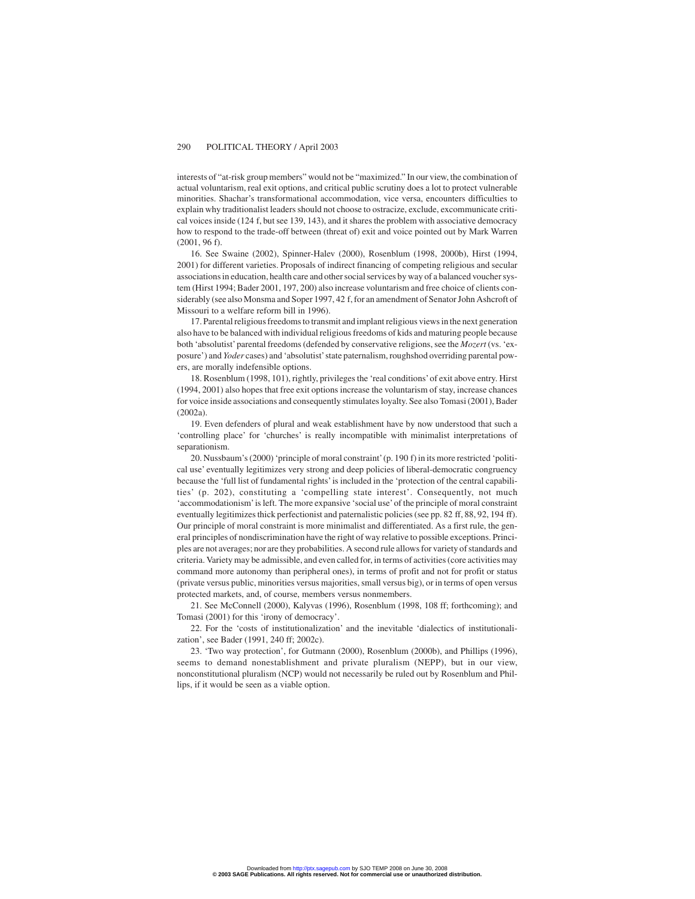interests of "at-risk group members" would not be "maximized." In our view, the combination of actual voluntarism, real exit options, and critical public scrutiny does a lot to protect vulnerable minorities. Shachar's transformational accommodation, vice versa, encounters difficulties to explain why traditionalist leaders should not choose to ostracize, exclude, excommunicate critical voices inside (124 f, but see 139, 143), and it shares the problem with associative democracy how to respond to the trade-off between (threat of) exit and voice pointed out by Mark Warren (2001, 96 f).

16. See Swaine (2002), Spinner-Halev (2000), Rosenblum (1998, 2000b), Hirst (1994, 2001) for different varieties. Proposals of indirect financing of competing religious and secular associations in education, health care and other social services by way of a balanced voucher system (Hirst 1994; Bader 2001, 197, 200) also increase voluntarism and free choice of clients considerably (see also Monsma and Soper 1997, 42 f, for an amendment of Senator John Ashcroft of Missouri to a welfare reform bill in 1996).

17. Parental religious freedoms to transmit and implant religious views in the next generation also have to be balanced with individual religious freedoms of kids and maturing people because both 'absolutist' parental freedoms (defended by conservative religions, see the *Mozert* (vs. 'exposure') and *Yoder* cases) and 'absolutist' state paternalism, roughshod overriding parental powers, are morally indefensible options.

18. Rosenblum (1998, 101), rightly, privileges the 'real conditions' of exit above entry. Hirst (1994, 2001) also hopes that free exit options increase the voluntarism of stay, increase chances for voice inside associations and consequently stimulates loyalty. See also Tomasi (2001), Bader (2002a).

19. Even defenders of plural and weak establishment have by now understood that such a 'controlling place' for 'churches' is really incompatible with minimalist interpretations of separationism.

20. Nussbaum's (2000) 'principle of moral constraint' (p. 190 f) in its more restricted 'political use' eventually legitimizes very strong and deep policies of liberal-democratic congruency because the 'full list of fundamental rights' is included in the 'protection of the central capabilities' (p. 202), constituting a 'compelling state interest'. Consequently, not much 'accommodationism' is left. The more expansive 'social use' of the principle of moral constraint eventually legitimizes thick perfectionist and paternalistic policies (see pp. 82 ff, 88, 92, 194 ff). Our principle of moral constraint is more minimalist and differentiated. As a first rule, the general principles of nondiscrimination have the right of way relative to possible exceptions. Principles are not averages; nor are they probabilities. A second rule allows for variety of standards and criteria. Variety may be admissible, and even called for, in terms of activities (core activities may command more autonomy than peripheral ones), in terms of profit and not for profit or status (private versus public, minorities versus majorities, small versus big), or in terms of open versus protected markets, and, of course, members versus nonmembers.

21. See McConnell (2000), Kalyvas (1996), Rosenblum (1998, 108 ff; forthcoming); and Tomasi (2001) for this 'irony of democracy'.

22. For the 'costs of institutionalization' and the inevitable 'dialectics of institutionalization', see Bader (1991, 240 ff; 2002c).

23. 'Two way protection', for Gutmann (2000), Rosenblum (2000b), and Phillips (1996), seems to demand nonestablishment and private pluralism (NEPP), but in our view, nonconstitutional pluralism (NCP) would not necessarily be ruled out by Rosenblum and Phillips, if it would be seen as a viable option.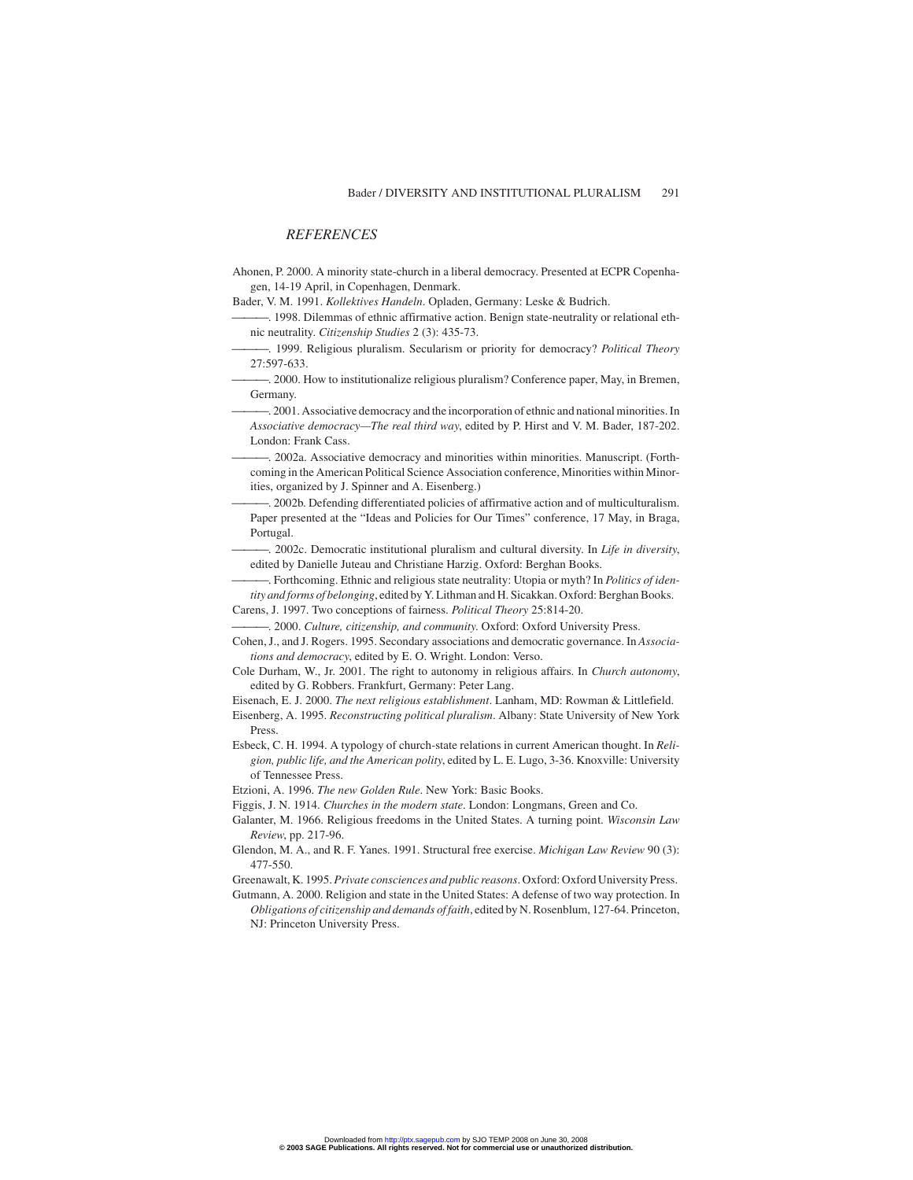### REFERENCES

Ahonen, P. 2000. A minority state-church in a liberal democracy. Presented at ECPR Copenhagen, 14-19 April, in Copenhagen, Denmark.

Bader, V. M. 1991. *Kollektives Handeln*. Opladen, Germany: Leske & Budrich.

———. 1998. Dilemmas of ethnic affirmative action. Benign state-neutrality or relational ethnic neutrality. *Citizenship Studies* 2 (3): 435-73.

———. 1999. Religious pluralism. Secularism or priority for democracy? *Political Theory* 27:597-633.

———. 2000. How to institutionalize religious pluralism? Conference paper, May, in Bremen, Germany.

———. 2001. Associative democracy and the incorporation of ethnic and national minorities. In *Associative democracy—The real third way*, edited by P. Hirst and V. M. Bader, 187-202. London: Frank Cass.

———. 2002a. Associative democracy and minorities within minorities. Manuscript. (Forthcoming in the American Political Science Association conference, Minorities within Minorities, organized by J. Spinner and A. Eisenberg.)

———. 2002b. Defending differentiated policies of affirmative action and of multiculturalism. Paper presented at the "Ideas and Policies for Our Times" conference, 17 May, in Braga, Portugal.

———. 2002c. Democratic institutional pluralism and cultural diversity. In *Life in diversity*, edited by Danielle Juteau and Christiane Harzig. Oxford: Berghan Books.

———. Forthcoming. Ethnic and religious state neutrality: Utopia or myth? In *Politics of identity and forms of belonging*, edited by Y. Lithman and H. Sicakkan. Oxford: Berghan Books.

Carens, J. 1997. Two conceptions of fairness. *Political Theory* 25:814-20.

———. 2000. *Culture, citizenship, and community*. Oxford: Oxford University Press.

Cohen, J., and J. Rogers. 1995. Secondary associations and democratic governance. In *Associations and democracy*, edited by E. O. Wright. London: Verso.

Cole Durham, W., Jr. 2001. The right to autonomy in religious affairs. In *Church autonomy*, edited by G. Robbers. Frankfurt, Germany: Peter Lang.

Eisenach, E. J. 2000. *The next religious establishment*. Lanham, MD: Rowman & Littlefield.

Eisenberg, A. 1995. *Reconstructing political pluralism*. Albany: State University of New York Press.

Esbeck, C. H. 1994. A typology of church-state relations in current American thought. In *Religion, public life, and the American polity*, edited by L. E. Lugo, 3-36. Knoxville: University of Tennessee Press.

Etzioni, A. 1996. *The new Golden Rule*. New York: Basic Books.

Figgis, J. N. 1914. *Churches in the modern state*. London: Longmans, Green and Co.

Galanter, M. 1966. Religious freedoms in the United States. A turning point. *Wisconsin Law Review*, pp. 217-96.

Glendon, M. A., and R. F. Yanes. 1991. Structural free exercise. *Michigan Law Review* 90 (3): 477-550.

Greenawalt, K. 1995. *Private consciences and public reasons*. Oxford: Oxford University Press.

Gutmann, A. 2000. Religion and state in the United States: A defense of two way protection. In *Obligations of citizenship and demands of faith*, edited by N. Rosenblum, 127-64. Princeton, NJ: Princeton University Press.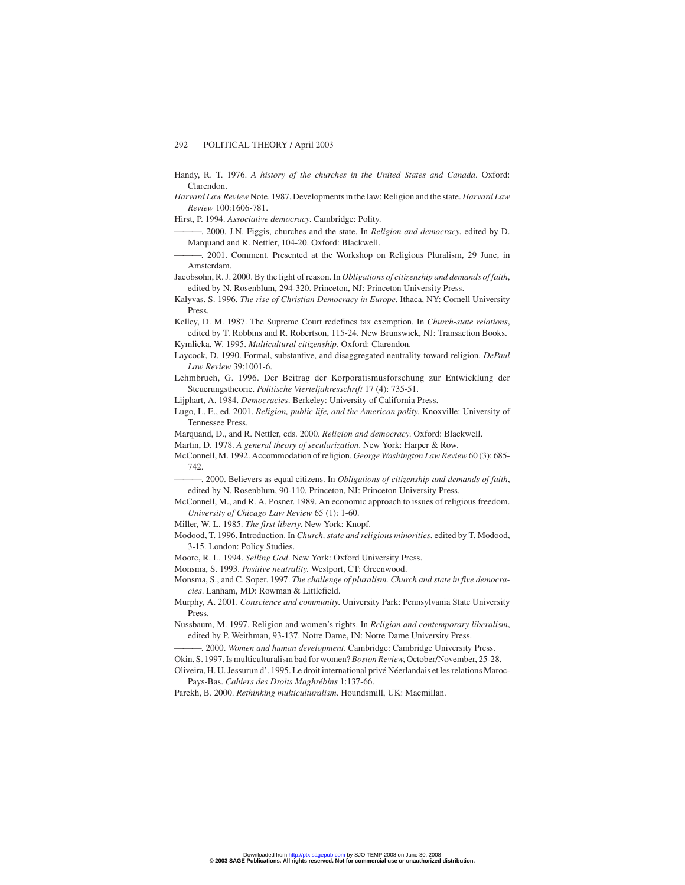Handy, R. T. 1976. *A history of the churches in the United States and Canada*. Oxford: Clarendon.

*Harvard Law Review* Note. 1987. Developments in the law: Religion and the state. *Harvard Law Review* 100:1606-781.

Hirst, P. 1994. *Associative democracy*. Cambridge: Polity.

———. 2000. J.N. Figgis, churches and the state. In *Religion and democracy*, edited by D. Marquand and R. Nettler, 104-20. Oxford: Blackwell.

———. 2001. Comment. Presented at the Workshop on Religious Pluralism, 29 June, in Amsterdam.

Jacobsohn, R. J. 2000. By the light of reason. In *Obligations of citizenship and demands of faith*, edited by N. Rosenblum, 294-320. Princeton, NJ: Princeton University Press.

Kalyvas, S. 1996. *The rise of Christian Democracy in Europe*. Ithaca, NY: Cornell University Press.

Kelley, D. M. 1987. The Supreme Court redefines tax exemption. In *Church-state relations*, edited by T. Robbins and R. Robertson, 115-24. New Brunswick, NJ: Transaction Books.

Kymlicka, W. 1995. *Multicultural citizenship*. Oxford: Clarendon.

Laycock, D. 1990. Formal, substantive, and disaggregated neutrality toward religion. *DePaul Law Review* 39:1001-6.

Lehmbruch, G. 1996. Der Beitrag der Korporatismusforschung zur Entwicklung der Steuerungstheorie. *Politische Vierteljahresschrift* 17 (4): 735-51.

Lijphart, A. 1984. *Democracies*. Berkeley: University of California Press.

Lugo, L. E., ed. 2001. *Religion, public life, and the American polity*. Knoxville: University of Tennessee Press.

Marquand, D., and R. Nettler, eds. 2000. *Religion and democracy*. Oxford: Blackwell.

Martin, D. 1978. *A general theory of secularization*. New York: Harper & Row.

McConnell, M. 1992. Accommodation of religion. *George Washington Law Review* 60 (3): 685-742.

———. 2000. Believers as equal citizens. In *Obligations of citizenship and demands of faith*, edited by N. Rosenblum, 90-110. Princeton, NJ: Princeton University Press.

McConnell, M., and R. A. Posner. 1989. An economic approach to issues of religious freedom. *University of Chicago Law Review* 65 (1): 1-60.

Miller, W. L. 1985. *The first liberty*. New York: Knopf.

Modood, T. 1996. Introduction. In *Church, state and religious minorities*, edited by T. Modood, 3-15. London: Policy Studies.

Moore, R. L. 1994. *Selling God*. New York: Oxford University Press.

Monsma, S. 1993. *Positive neutrality*. Westport, CT: Greenwood.

Monsma, S., and C. Soper. 1997. *The challenge of pluralism. Church and state in five democracies*. Lanham, MD: Rowman & Littlefield.

Murphy, A. 2001. *Conscience and community*. University Park: Pennsylvania State University Press.

Nussbaum, M. 1997. Religion and women's rights. In *Religion and contemporary liberalism*, edited by P. Weithman, 93-137. Notre Dame, IN: Notre Dame University Press.

———. 2000. *Women and human development*. Cambridge: Cambridge University Press.

Okin, S. 1997. Is multiculturalism bad for women? *Boston Review*, October/November, 25-28.

Oliveira, H. U. Jessurun d'. 1995. Le droit international privé Néerlandais et les relations Maroc-Pays-Bas. *Cahiers des Droits Maghrébins* 1:137-66.

Parekh, B. 2000. *Rethinking multiculturalism*. Houndsmill, UK: Macmillan.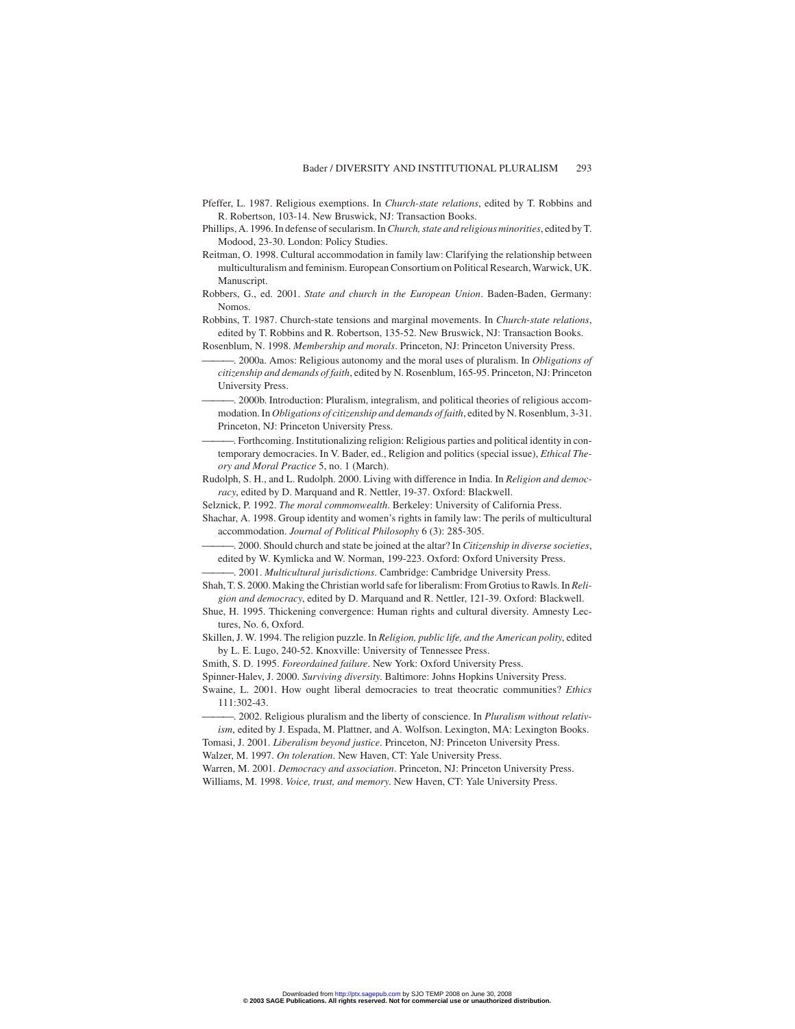Pfeffer, L. 1987. Religious exemptions. In *Church-state relations*, edited by T. Robbins and R. Robertson, 103-14. New Bruswick, NJ: Transaction Books.

Phillips, A. 1996. In defense of secularism. In *Church, state and religious minorities*, edited by T. Modood, 23-30. London: Policy Studies.

Reitman, O. 1998. Cultural accommodation in family law: Clarifying the relationship between multiculturalism and feminism. European Consortium on Political Research, Warwick, UK. Manuscript.

Robbers, G., ed. 2001. *State and church in the European Union*. Baden-Baden, Germany: Nomos.

Robbins, T. 1987. Church-state tensions and marginal movements. In *Church-state relations*, edited by T. Robbins and R. Robertson, 135-52. New Bruswick, NJ: Transaction Books.

Rosenblum, N. 1998. *Membership and morals*. Princeton, NJ: Princeton University Press.

———. 2000a. Amos: Religious autonomy and the moral uses of pluralism. In *Obligations of citizenship and demands of faith*, edited by N. Rosenblum, 165-95. Princeton, NJ: Princeton University Press.

———. 2000b. Introduction: Pluralism, integralism, and political theories of religious accommodation. In *Obligations of citizenship and demands of faith*, edited by N. Rosenblum, 3-31. Princeton, NJ: Princeton University Press.

———. Forthcoming. Institutionalizing religion: Religious parties and political identity in contemporary democracies. In V. Bader, ed., Religion and politics (special issue), *Ethical Theory and Moral Practice* 5, no. 1 (March).

Rudolph, S. H., and L. Rudolph. 2000. Living with difference in India. In *Religion and democracy*, edited by D. Marquand and R. Nettler, 19-37. Oxford: Blackwell.

Selznick, P. 1992. *The moral commonwealth*. Berkeley: University of California Press.

Shachar, A. 1998. Group identity and women's rights in family law: The perils of multicultural accommodation. *Journal of Political Philosophy* 6 (3): 285-305.

———. 2000. Should church and state be joined at the altar? In *Citizenship in diverse societies*, edited by W. Kymlicka and W. Norman, 199-223. Oxford: Oxford University Press.

———. 2001. *Multicultural jurisdictions*. Cambridge: Cambridge University Press.

Shah, T. S. 2000. Making the Christian world safe for liberalism: From Grotius to Rawls. In *Religion and democracy*, edited by D. Marquand and R. Nettler, 121-39. Oxford: Blackwell.

Shue, H. 1995. Thickening convergence: Human rights and cultural diversity. Amnesty Lectures, No. 6, Oxford.

Skillen, J. W. 1994. The religion puzzle. In *Religion, public life, and the American polity*, edited by L. E. Lugo, 240-52. Knoxville: University of Tennessee Press.

Smith, S. D. 1995. *Foreordained failure*. New York: Oxford University Press.

Spinner-Halev, J. 2000. *Surviving diversity*. Baltimore: Johns Hopkins University Press.

Swaine, L. 2001. How ought liberal democracies to treat theocratic communities? *Ethics* 111:302-43.

———. 2002. Religious pluralism and the liberty of conscience. In *Pluralism without relativism*, edited by J. Espada, M. Plattner, and A. Wolfson. Lexington, MA: Lexington Books.

Tomasi, J. 2001. *Liberalism beyond justice*. Princeton, NJ: Princeton University Press.

Walzer, M. 1997. *On toleration*. New Haven, CT: Yale University Press.

Warren, M. 2001. *Democracy and association*. Princeton, NJ: Princeton University Press.

Williams, M. 1998. *Voice, trust, and memory*. New Haven, CT: Yale University Press.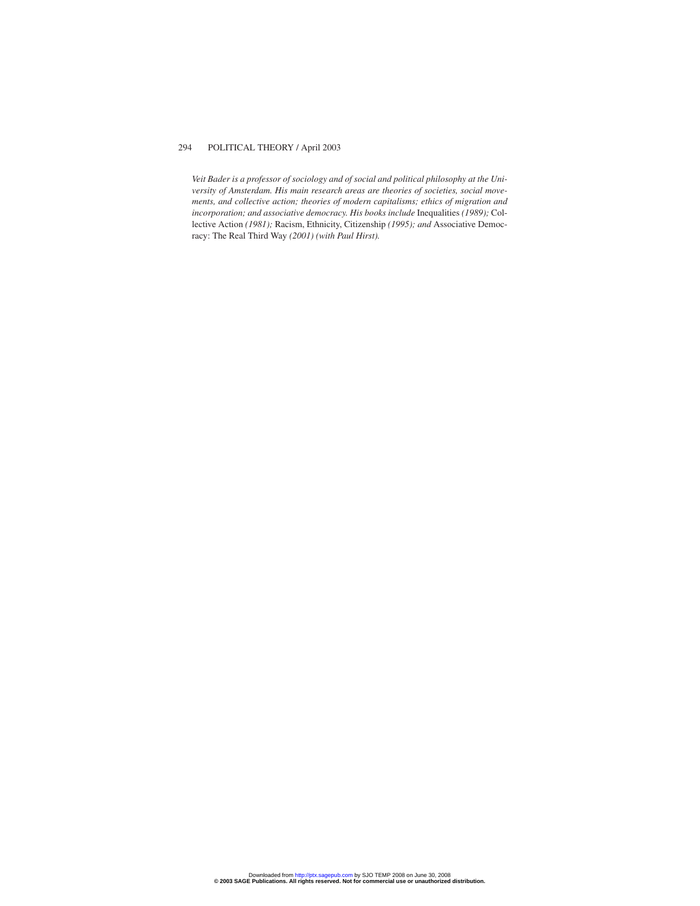*Veit Bader is a professor of sociology and of social and political philosophy at the University of Amsterdam. His main research areas are theories of societies, social movements, and collective action; theories of modern capitalisms; ethics of migration and incorporation; and associative democracy. His books include* Inequalities *(1989);* Collective Action *(1981);* Racism, Ethnicity, Citizenship *(1995); and* Associative Democracy: The Real Third Way *(2001) (with Paul Hirst).*